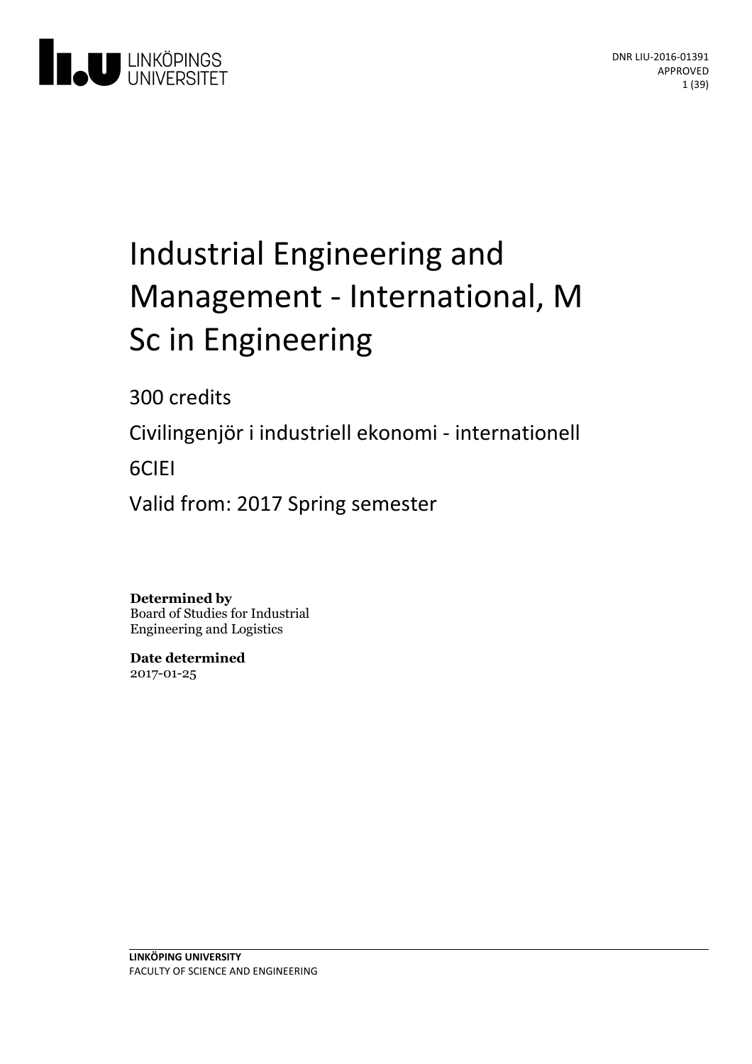DNR LIU-2016-01391
APPROVED

# Industrial Engineering and Management - International, M Sc in Engineering

300 credits

Civilingenjör i industriell ekonomi - internationell

6CIEI

Valid from: 2017 Spring semester

**Determined by**
Board of Studies for Industrial Engineering and Logistics

**Date determined**
2017-01-25

**LINKÖPING UNIVERSITY**
FACULTY OF SCIENCE AND ENGINEERING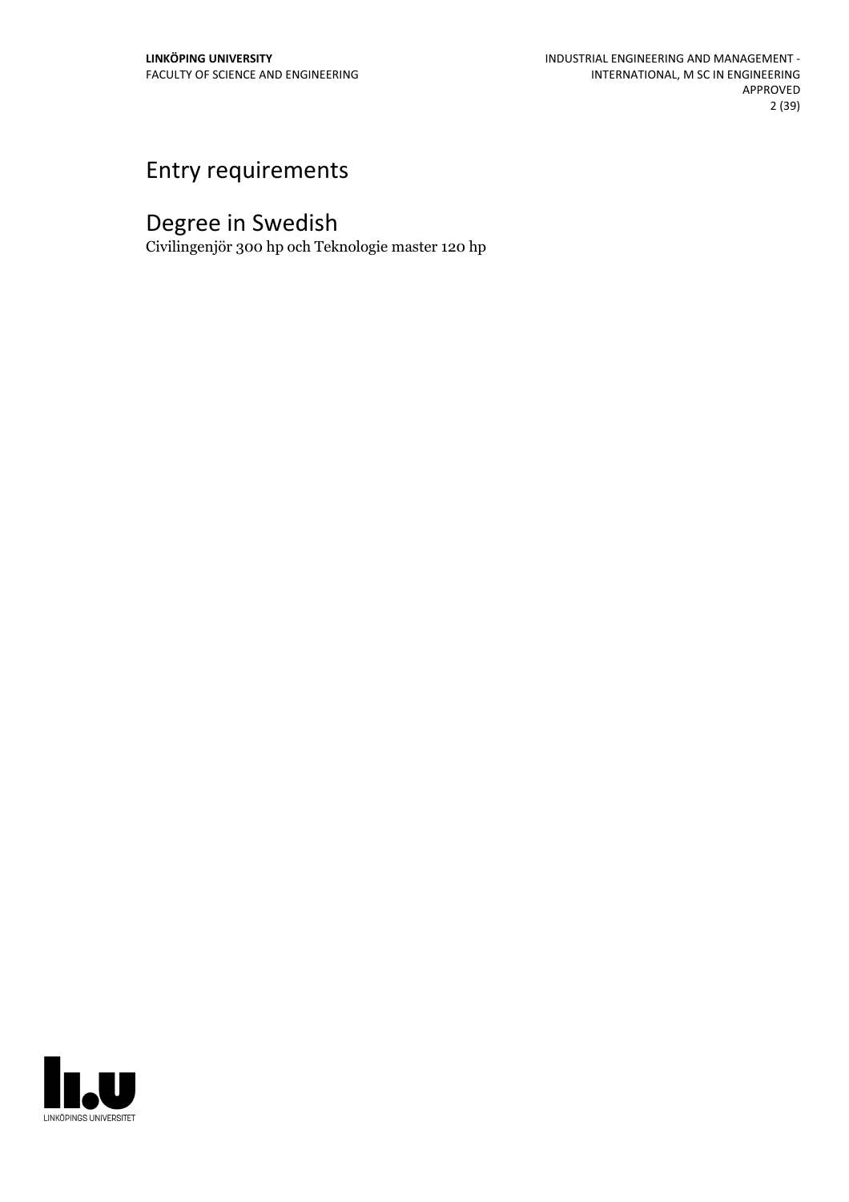# Entry requirements

# Degree in Swedish

Civilingenjör 300 hp och Teknologie master 120 hp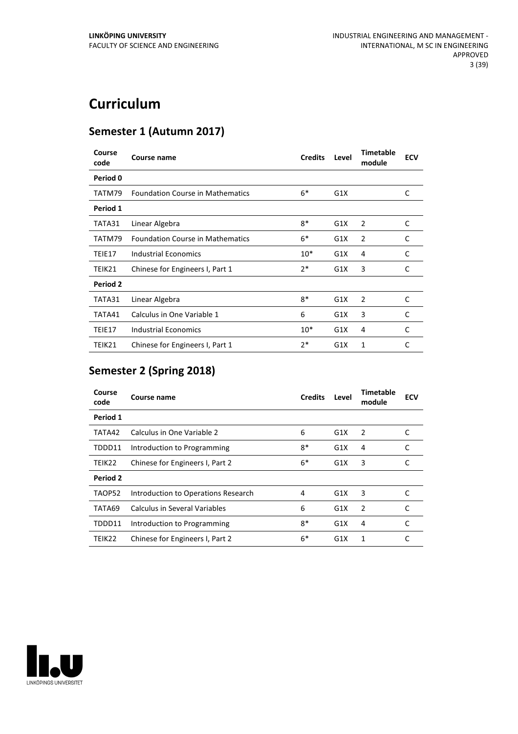# Curriculum

## Semester 1 (Autumn 2017)

| Course code | Course name | Credits | Level | Timetable module | ECV |
|---|---|---|---|---|---|
| **Period 0** | | | | | |
| TATM79 | Foundation Course in Mathematics | 6* | G1X | | C |
| **Period 1** | | | | | |
| TATA31 | Linear Algebra | 8* | G1X | 2 | C |
| TATM79 | Foundation Course in Mathematics | 6* | G1X | 2 | C |
| TEIE17 | Industrial Economics | 10* | G1X | 4 | C |
| TEIK21 | Chinese for Engineers I, Part 1 | 2* | G1X | 3 | C |
| **Period 2** | | | | | |
| TATA31 | Linear Algebra | 8* | G1X | 2 | C |
| TATA41 | Calculus in One Variable 1 | 6 | G1X | 3 | C |
| TEIE17 | Industrial Economics | 10* | G1X | 4 | C |
| TEIK21 | Chinese for Engineers I, Part 1 | 2* | G1X | 1 | C |

## Semester 2 (Spring 2018)

| Course code | Course name | Credits | Level | Timetable module | ECV |
|---|---|---|---|---|---|
| **Period 1** | | | | | |
| TATA42 | Calculus in One Variable 2 | 6 | G1X | 2 | C |
| TDDD11 | Introduction to Programming | 8* | G1X | 4 | C |
| TEIK22 | Chinese for Engineers I, Part 2 | 6* | G1X | 3 | C |
| **Period 2** | | | | | |
| TAOP52 | Introduction to Operations Research | 4 | G1X | 3 | C |
| TATA69 | Calculus in Several Variables | 6 | G1X | 2 | C |
| TDDD11 | Introduction to Programming | 8* | G1X | 4 | C |
| TEIK22 | Chinese for Engineers I, Part 2 | 6* | G1X | 1 | C |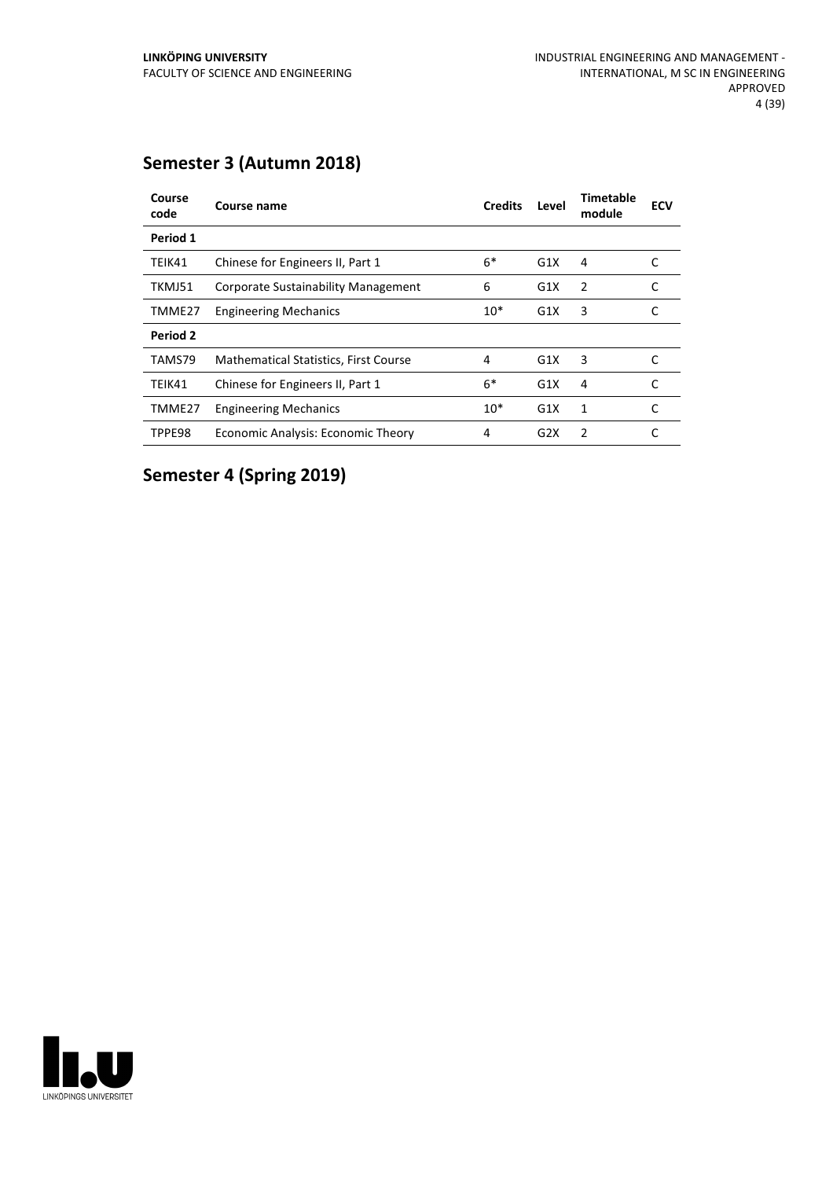## Semester 3 (Autumn 2018)

| Course code | Course name | Credits | Level | Timetable module | ECV |
|---|---|---|---|---|---|
| **Period 1** | | | | | |
| TEIK41 | Chinese for Engineers II, Part 1 | 6* | G1X | 4 | C |
| TKMJ51 | Corporate Sustainability Management | 6 | G1X | 2 | C |
| TMME27 | Engineering Mechanics | 10* | G1X | 3 | C |
| **Period 2** | | | | | |
| TAMS79 | Mathematical Statistics, First Course | 4 | G1X | 3 | C |
| TEIK41 | Chinese for Engineers II, Part 1 | 6* | G1X | 4 | C |
| TMME27 | Engineering Mechanics | 10* | G1X | 1 | C |
| TPPE98 | Economic Analysis: Economic Theory | 4 | G2X | 2 | C |

## Semester 4 (Spring 2019)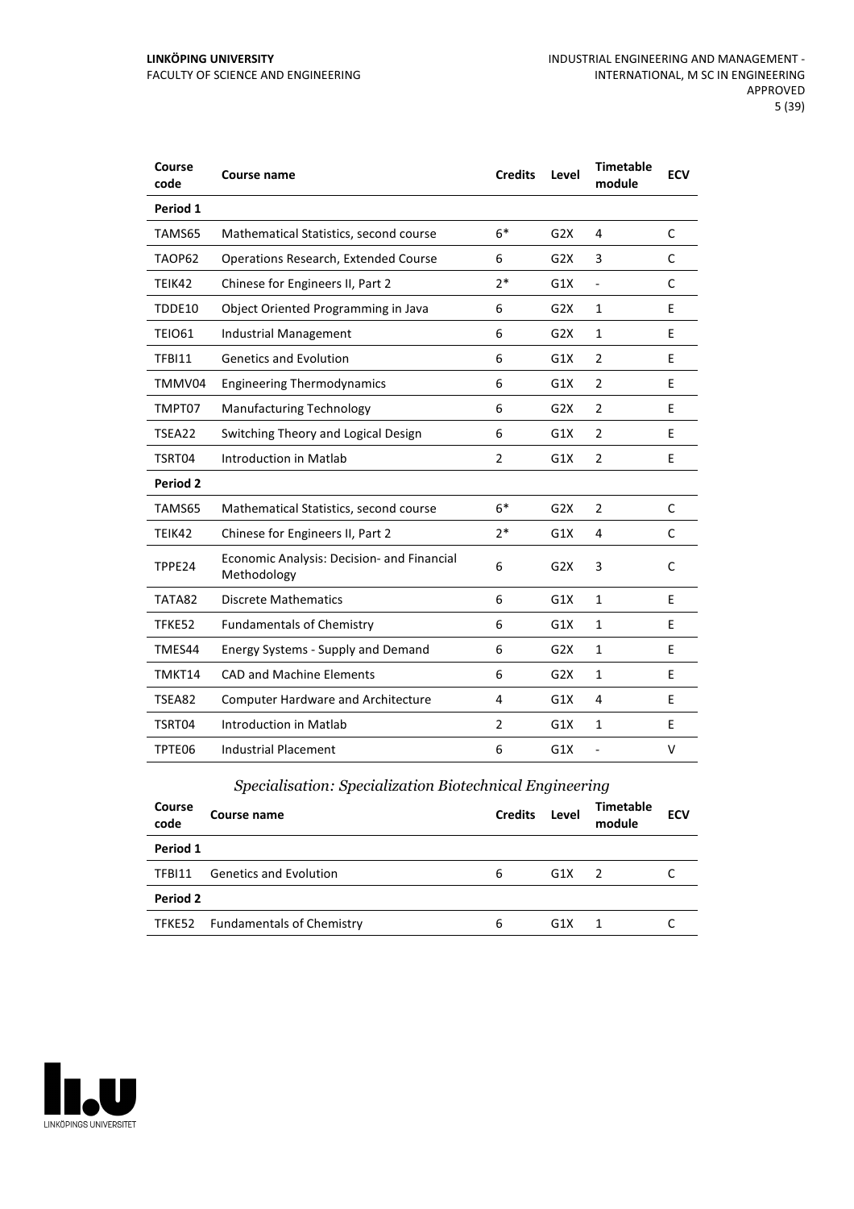| Course code | Course name | Credits | Level | Timetable module | ECV |
|---|---|---|---|---|---|
| **Period 1** | | | | | |
| TAMS65 | Mathematical Statistics, second course | 6* | G2X | 4 | C |
| TAOP62 | Operations Research, Extended Course | 6 | G2X | 3 | C |
| TEIK42 | Chinese for Engineers II, Part 2 | 2* | G1X | - | C |
| TDDE10 | Object Oriented Programming in Java | 6 | G2X | 1 | E |
| TEIO61 | Industrial Management | 6 | G2X | 1 | E |
| TFBI11 | Genetics and Evolution | 6 | G1X | 2 | E |
| TMMV04 | Engineering Thermodynamics | 6 | G1X | 2 | E |
| TMPT07 | Manufacturing Technology | 6 | G2X | 2 | E |
| TSEA22 | Switching Theory and Logical Design | 6 | G1X | 2 | E |
| TSRT04 | Introduction in Matlab | 2 | G1X | 2 | E |
| **Period 2** | | | | | |
| TAMS65 | Mathematical Statistics, second course | 6* | G2X | 2 | C |
| TEIK42 | Chinese for Engineers II, Part 2 | 2* | G1X | 4 | C |
| TPPE24 | Economic Analysis: Decision- and Financial Methodology | 6 | G2X | 3 | C |
| TATA82 | Discrete Mathematics | 6 | G1X | 1 | E |
| TFKE52 | Fundamentals of Chemistry | 6 | G1X | 1 | E |
| TMES44 | Energy Systems - Supply and Demand | 6 | G2X | 1 | E |
| TMKT14 | CAD and Machine Elements | 6 | G2X | 1 | E |
| TSEA82 | Computer Hardware and Architecture | 4 | G1X | 4 | E |
| TSRT04 | Introduction in Matlab | 2 | G1X | 1 | E |
| TPTE06 | Industrial Placement | 6 | G1X | - | V |

### *Specialisation: Specialization Biotechnical Engineering*

| Course code | Course name | Credits | Level | Timetable module | ECV |
|---|---|---|---|---|---|
| **Period 1** | | | | | |
| TFBI11 | Genetics and Evolution | 6 | G1X | 2 | C |
| **Period 2** | | | | | |
| TFKE52 | Fundamentals of Chemistry | 6 | G1X | 1 | C |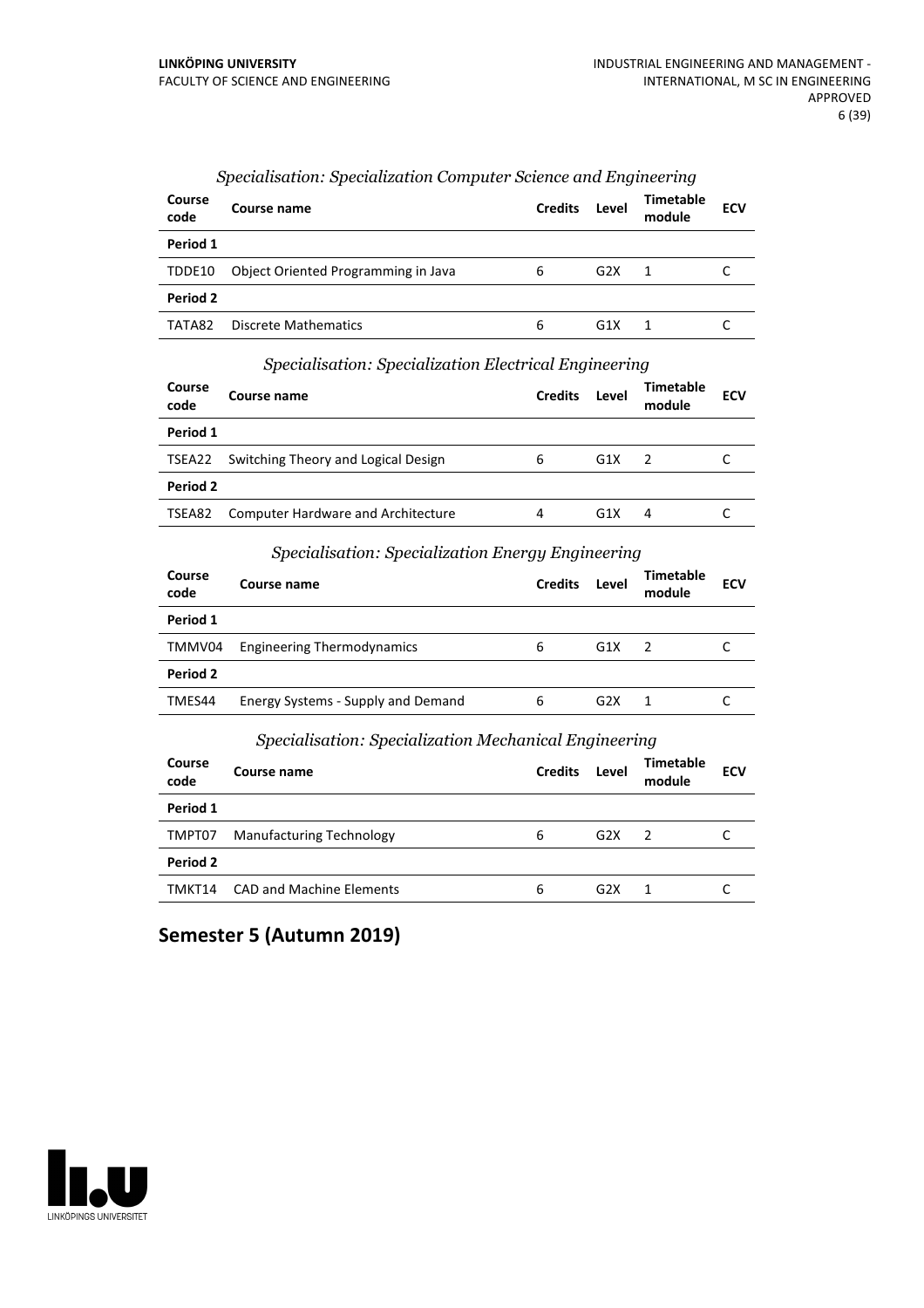*Specialisation: Specialization Computer Science and Engineering*

| Course code | Course name | Credits | Level | Timetable module | ECV |
|---|---|---|---|---|---|
| **Period 1** | | | | | |
| TDDE10 | Object Oriented Programming in Java | 6 | G2X | 1 | C |
| **Period 2** | | | | | |
| TATA82 | Discrete Mathematics | 6 | G1X | 1 | C |

*Specialisation: Specialization Electrical Engineering*

| Course code | Course name | Credits | Level | Timetable module | ECV |
|---|---|---|---|---|---|
| **Period 1** | | | | | |
| TSEA22 | Switching Theory and Logical Design | 6 | G1X | 2 | C |
| **Period 2** | | | | | |
| TSEA82 | Computer Hardware and Architecture | 4 | G1X | 4 | C |

*Specialisation: Specialization Energy Engineering*

| Course code | Course name | Credits | Level | Timetable module | ECV |
|---|---|---|---|---|---|
| **Period 1** | | | | | |
| TMMV04 | Engineering Thermodynamics | 6 | G1X | 2 | C |
| **Period 2** | | | | | |
| TMES44 | Energy Systems - Supply and Demand | 6 | G2X | 1 | C |

*Specialisation: Specialization Mechanical Engineering*

| Course code | Course name | Credits | Level | Timetable module | ECV |
|---|---|---|---|---|---|
| **Period 1** | | | | | |
| TMPT07 | Manufacturing Technology | 6 | G2X | 2 | C |
| **Period 2** | | | | | |
| TMKT14 | CAD and Machine Elements | 6 | G2X | 1 | C |

## Semester 5 (Autumn 2019)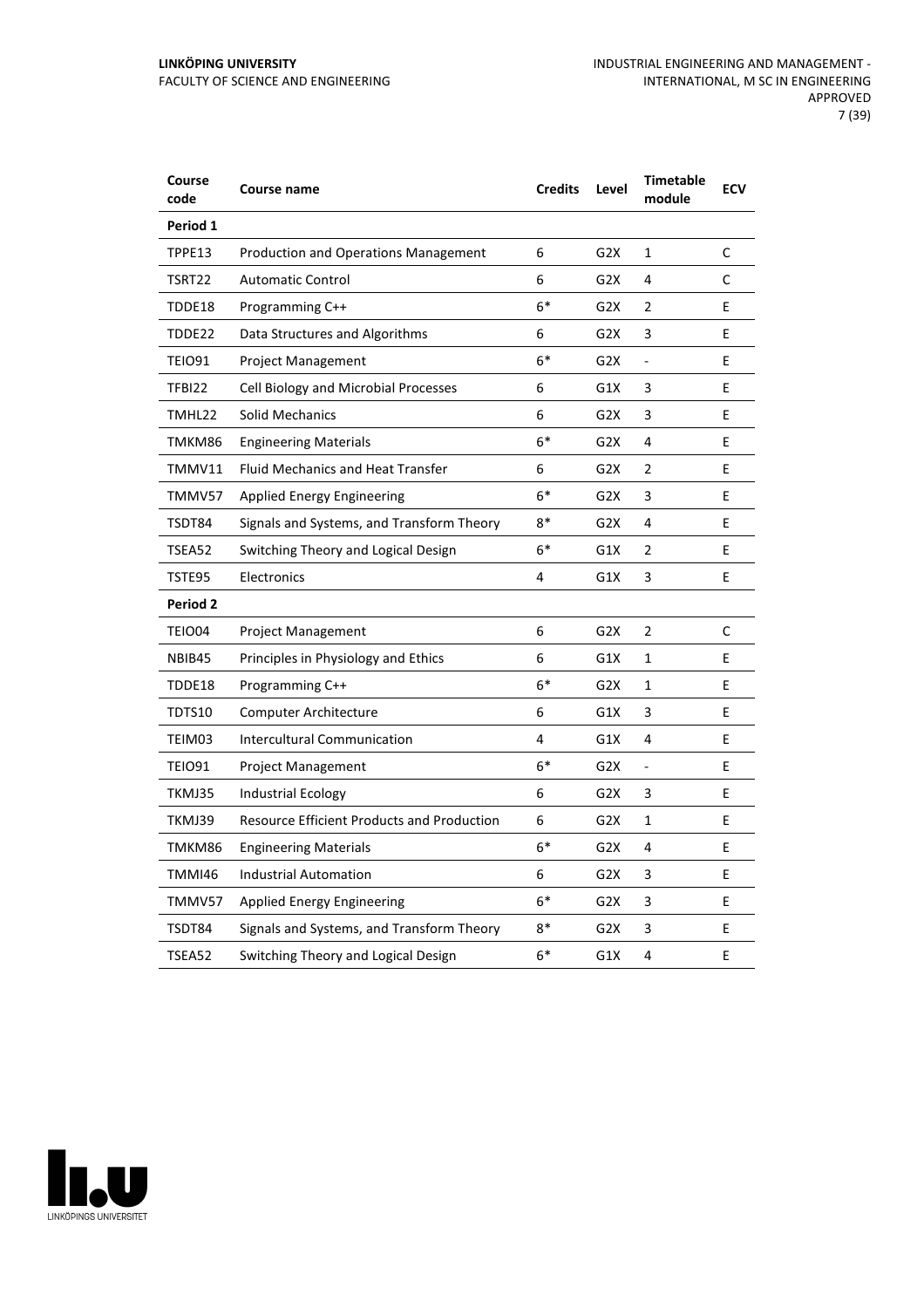| Course code | Course name | Credits | Level | Timetable module | ECV |
| --- | --- | --- | --- | --- | --- |
| **Period 1** | | | | | |
| TPPE13 | Production and Operations Management | 6 | G2X | 1 | C |
| TSRT22 | Automatic Control | 6 | G2X | 4 | C |
| TDDE18 | Programming C++ | 6* | G2X | 2 | E |
| TDDE22 | Data Structures and Algorithms | 6 | G2X | 3 | E |
| TEIO91 | Project Management | 6* | G2X | - | E |
| TFBI22 | Cell Biology and Microbial Processes | 6 | G1X | 3 | E |
| TMHL22 | Solid Mechanics | 6 | G2X | 3 | E |
| TMKM86 | Engineering Materials | 6* | G2X | 4 | E |
| TMMV11 | Fluid Mechanics and Heat Transfer | 6 | G2X | 2 | E |
| TMMV57 | Applied Energy Engineering | 6* | G2X | 3 | E |
| TSDT84 | Signals and Systems, and Transform Theory | 8* | G2X | 4 | E |
| TSEA52 | Switching Theory and Logical Design | 6* | G1X | 2 | E |
| TSTE95 | Electronics | 4 | G1X | 3 | E |
| **Period 2** | | | | | |
| TEIO04 | Project Management | 6 | G2X | 2 | C |
| NBIB45 | Principles in Physiology and Ethics | 6 | G1X | 1 | E |
| TDDE18 | Programming C++ | 6* | G2X | 1 | E |
| TDTS10 | Computer Architecture | 6 | G1X | 3 | E |
| TEIM03 | Intercultural Communication | 4 | G1X | 4 | E |
| TEIO91 | Project Management | 6* | G2X | - | E |
| TKMJ35 | Industrial Ecology | 6 | G2X | 3 | E |
| TKMJ39 | Resource Efficient Products and Production | 6 | G2X | 1 | E |
| TMKM86 | Engineering Materials | 6* | G2X | 4 | E |
| TMMI46 | Industrial Automation | 6 | G2X | 3 | E |
| TMMV57 | Applied Energy Engineering | 6* | G2X | 3 | E |
| TSDT84 | Signals and Systems, and Transform Theory | 8* | G2X | 3 | E |
| TSEA52 | Switching Theory and Logical Design | 6* | G1X | 4 | E |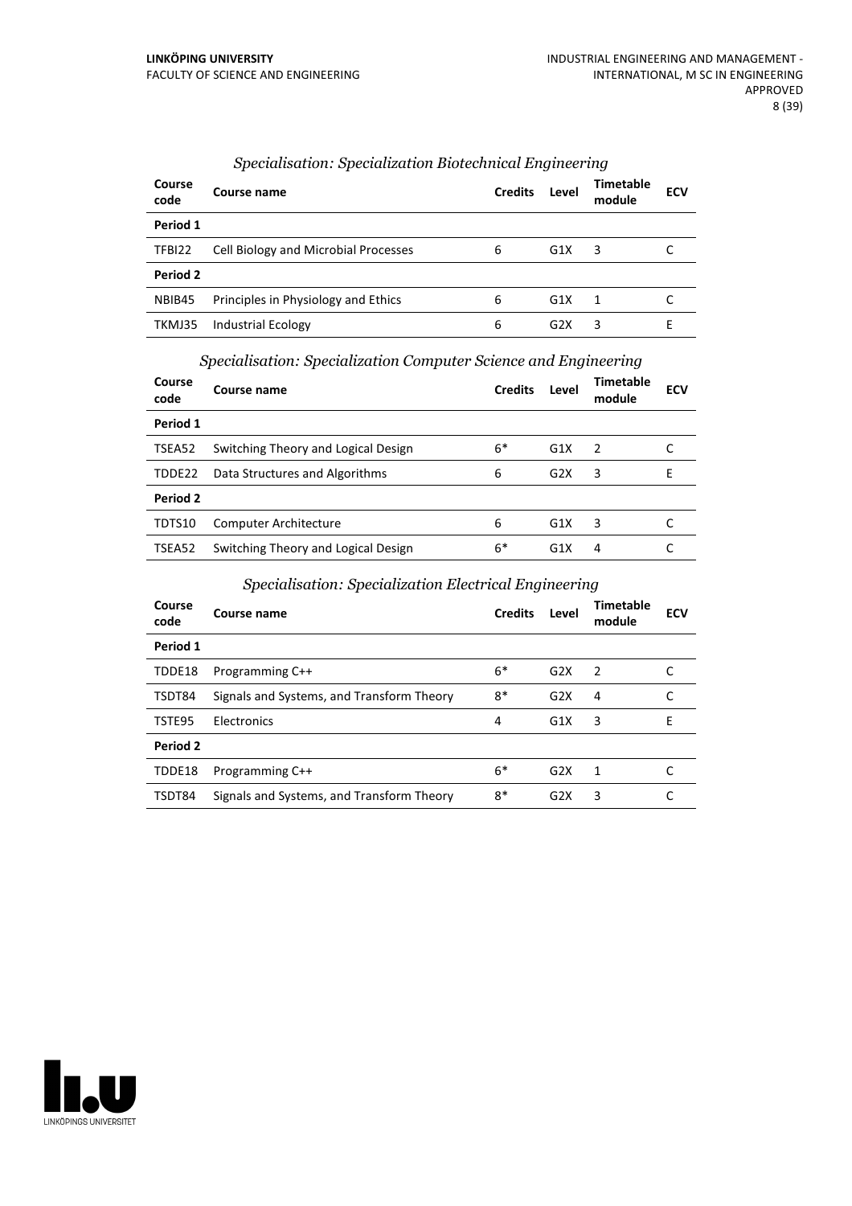*Specialisation: Specialization Biotechnical Engineering*

| Course code | Course name | Credits | Level | Timetable module | ECV |
|---|---|---|---|---|---|
| **Period 1** | | | | | |
| TFBI22 | Cell Biology and Microbial Processes | 6 | G1X | 3 | C |
| **Period 2** | | | | | |
| NBIB45 | Principles in Physiology and Ethics | 6 | G1X | 1 | C |
| TKMJ35 | Industrial Ecology | 6 | G2X | 3 | E |

*Specialisation: Specialization Computer Science and Engineering*

| Course code | Course name | Credits | Level | Timetable module | ECV |
|---|---|---|---|---|---|
| **Period 1** | | | | | |
| TSEA52 | Switching Theory and Logical Design | 6* | G1X | 2 | C |
| TDDE22 | Data Structures and Algorithms | 6 | G2X | 3 | E |
| **Period 2** | | | | | |
| TDTS10 | Computer Architecture | 6 | G1X | 3 | C |
| TSEA52 | Switching Theory and Logical Design | 6* | G1X | 4 | C |

*Specialisation: Specialization Electrical Engineering*

| Course code | Course name | Credits | Level | Timetable module | ECV |
|---|---|---|---|---|---|
| **Period 1** | | | | | |
| TDDE18 | Programming C++ | 6* | G2X | 2 | C |
| TSDT84 | Signals and Systems, and Transform Theory | 8* | G2X | 4 | C |
| TSTE95 | Electronics | 4 | G1X | 3 | E |
| **Period 2** | | | | | |
| TDDE18 | Programming C++ | 6* | G2X | 1 | C |
| TSDT84 | Signals and Systems, and Transform Theory | 8* | G2X | 3 | C |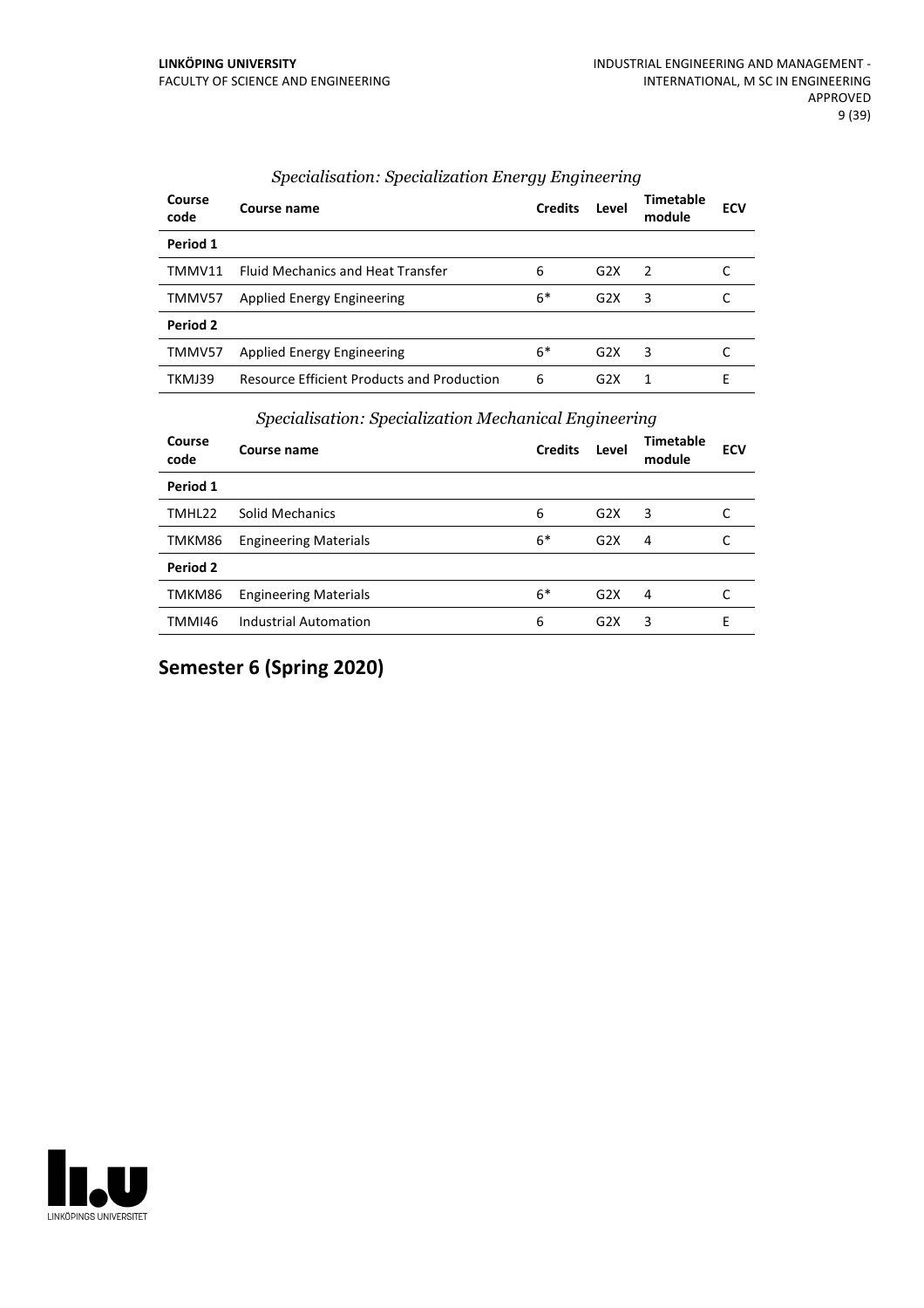### *Specialisation: Specialization Energy Engineering*

| Course code | Course name | Credits | Level | Timetable module | ECV |
|---|---|---|---|---|---|
| **Period 1** | | | | | |
| TMMV11 | Fluid Mechanics and Heat Transfer | 6 | G2X | 2 | C |
| TMMV57 | Applied Energy Engineering | 6* | G2X | 3 | C |
| **Period 2** | | | | | |
| TMMV57 | Applied Energy Engineering | 6* | G2X | 3 | C |
| TKMJ39 | Resource Efficient Products and Production | 6 | G2X | 1 | E |

### *Specialisation: Specialization Mechanical Engineering*

| Course code | Course name | Credits | Level | Timetable module | ECV |
|---|---|---|---|---|---|
| **Period 1** | | | | | |
| TMHL22 | Solid Mechanics | 6 | G2X | 3 | C |
| TMKM86 | Engineering Materials | 6* | G2X | 4 | C |
| **Period 2** | | | | | |
| TMKM86 | Engineering Materials | 6* | G2X | 4 | C |
| TMMI46 | Industrial Automation | 6 | G2X | 3 | E |

## Semester 6 (Spring 2020)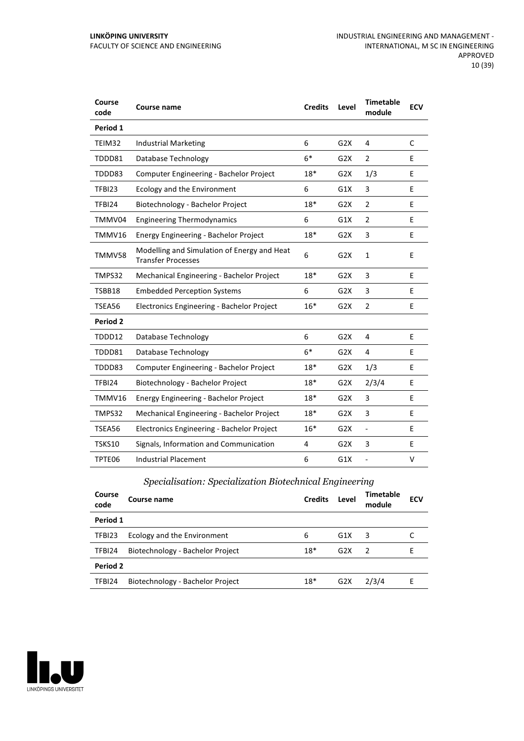| Course code | Course name | Credits | Level | Timetable module | ECV |
|---|---|---|---|---|---|
| **Period 1** | | | | | |
| TEIM32 | Industrial Marketing | 6 | G2X | 4 | C |
| TDDD81 | Database Technology | 6* | G2X | 2 | E |
| TDDD83 | Computer Engineering - Bachelor Project | 18* | G2X | 1/3 | E |
| TFBI23 | Ecology and the Environment | 6 | G1X | 3 | E |
| TFBI24 | Biotechnology - Bachelor Project | 18* | G2X | 2 | E |
| TMMV04 | Engineering Thermodynamics | 6 | G1X | 2 | E |
| TMMV16 | Energy Engineering - Bachelor Project | 18* | G2X | 3 | E |
| TMMV58 | Modelling and Simulation of Energy and Heat Transfer Processes | 6 | G2X | 1 | E |
| TMPS32 | Mechanical Engineering - Bachelor Project | 18* | G2X | 3 | E |
| TSBB18 | Embedded Perception Systems | 6 | G2X | 3 | E |
| TSEA56 | Electronics Engineering - Bachelor Project | 16* | G2X | 2 | E |
| **Period 2** | | | | | |
| TDDD12 | Database Technology | 6 | G2X | 4 | E |
| TDDD81 | Database Technology | 6* | G2X | 4 | E |
| TDDD83 | Computer Engineering - Bachelor Project | 18* | G2X | 1/3 | E |
| TFBI24 | Biotechnology - Bachelor Project | 18* | G2X | 2/3/4 | E |
| TMMV16 | Energy Engineering - Bachelor Project | 18* | G2X | 3 | E |
| TMPS32 | Mechanical Engineering - Bachelor Project | 18* | G2X | 3 | E |
| TSEA56 | Electronics Engineering - Bachelor Project | 16* | G2X | - | E |
| TSKS10 | Signals, Information and Communication | 4 | G2X | 3 | E |
| TPTE06 | Industrial Placement | 6 | G1X | - | V |

### *Specialisation: Specialization Biotechnical Engineering*

| Course code | Course name | Credits | Level | Timetable module | ECV |
|---|---|---|---|---|---|
| **Period 1** | | | | | |
| TFBI23 | Ecology and the Environment | 6 | G1X | 3 | C |
| TFBI24 | Biotechnology - Bachelor Project | 18* | G2X | 2 | E |
| **Period 2** | | | | | |
| TFBI24 | Biotechnology - Bachelor Project | 18* | G2X | 2/3/4 | E |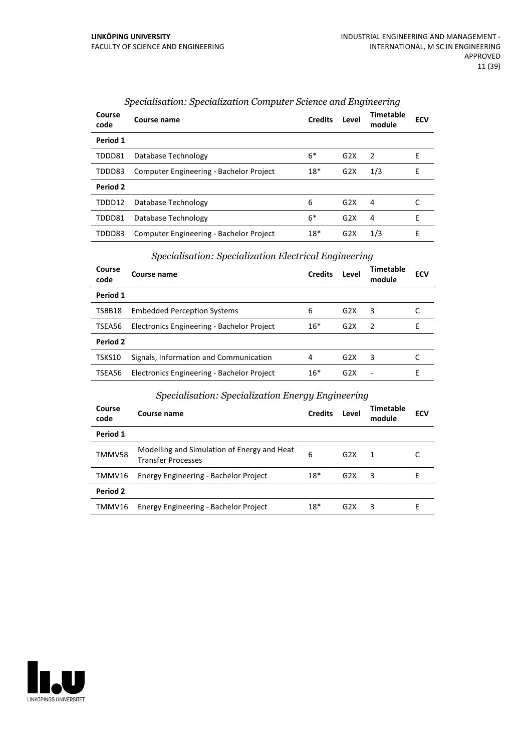### *Specialisation: Specialization Computer Science and Engineering*

| Course code | Course name | Credits | Level | Timetable module | ECV |
|---|---|---|---|---|---|
| **Period 1** | | | | | |
| TDDD81 | Database Technology | 6* | G2X | 2 | E |
| TDDD83 | Computer Engineering - Bachelor Project | 18* | G2X | 1/3 | E |
| **Period 2** | | | | | |
| TDDD12 | Database Technology | 6 | G2X | 4 | C |
| TDDD81 | Database Technology | 6* | G2X | 4 | E |
| TDDD83 | Computer Engineering - Bachelor Project | 18* | G2X | 1/3 | E |

### *Specialisation: Specialization Electrical Engineering*

| Course code | Course name | Credits | Level | Timetable module | ECV |
|---|---|---|---|---|---|
| **Period 1** | | | | | |
| TSBB18 | Embedded Perception Systems | 6 | G2X | 3 | C |
| TSEA56 | Electronics Engineering - Bachelor Project | 16* | G2X | 2 | E |
| **Period 2** | | | | | |
| TSKS10 | Signals, Information and Communication | 4 | G2X | 3 | C |
| TSEA56 | Electronics Engineering - Bachelor Project | 16* | G2X | - | E |

### *Specialisation: Specialization Energy Engineering*

| Course code | Course name | Credits | Level | Timetable module | ECV |
|---|---|---|---|---|---|
| **Period 1** | | | | | |
| TMMV58 | Modelling and Simulation of Energy and Heat Transfer Processes | 6 | G2X | 1 | C |
| TMMV16 | Energy Engineering - Bachelor Project | 18* | G2X | 3 | E |
| **Period 2** | | | | | |
| TMMV16 | Energy Engineering - Bachelor Project | 18* | G2X | 3 | E |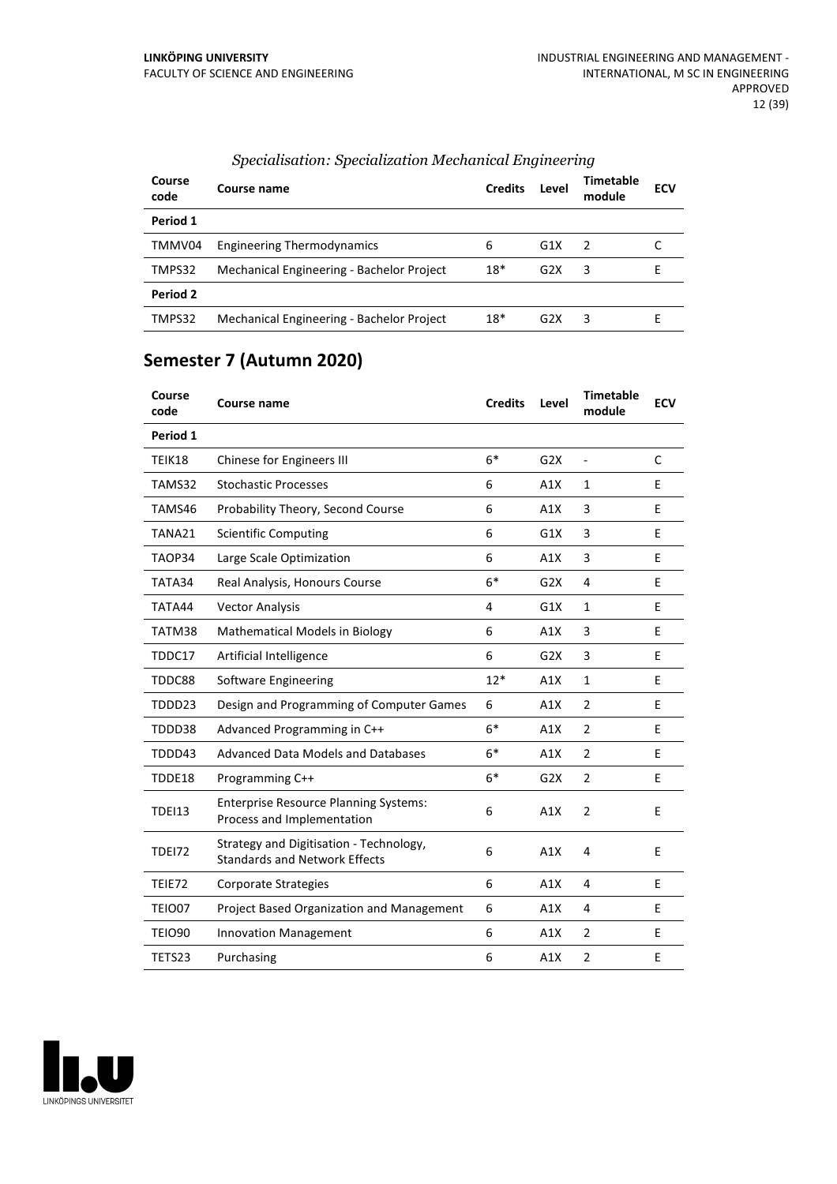*Specialisation: Specialization Mechanical Engineering*

| Course code | Course name | Credits | Level | Timetable module | ECV |
|---|---|---|---|---|---|
| **Period 1** | | | | | |
| TMMV04 | Engineering Thermodynamics | 6 | G1X | 2 | C |
| TMPS32 | Mechanical Engineering - Bachelor Project | 18* | G2X | 3 | E |
| **Period 2** | | | | | |
| TMPS32 | Mechanical Engineering - Bachelor Project | 18* | G2X | 3 | E |

## Semester 7 (Autumn 2020)

| Course code | Course name | Credits | Level | Timetable module | ECV |
|---|---|---|---|---|---|
| **Period 1** | | | | | |
| TEIK18 | Chinese for Engineers III | 6* | G2X | - | C |
| TAMS32 | Stochastic Processes | 6 | A1X | 1 | E |
| TAMS46 | Probability Theory, Second Course | 6 | A1X | 3 | E |
| TANA21 | Scientific Computing | 6 | G1X | 3 | E |
| TAOP34 | Large Scale Optimization | 6 | A1X | 3 | E |
| TATA34 | Real Analysis, Honours Course | 6* | G2X | 4 | E |
| TATA44 | Vector Analysis | 4 | G1X | 1 | E |
| TATM38 | Mathematical Models in Biology | 6 | A1X | 3 | E |
| TDDC17 | Artificial Intelligence | 6 | G2X | 3 | E |
| TDDC88 | Software Engineering | 12* | A1X | 1 | E |
| TDDD23 | Design and Programming of Computer Games | 6 | A1X | 2 | E |
| TDDD38 | Advanced Programming in C++ | 6* | A1X | 2 | E |
| TDDD43 | Advanced Data Models and Databases | 6* | A1X | 2 | E |
| TDDE18 | Programming C++ | 6* | G2X | 2 | E |
| TDEI13 | Enterprise Resource Planning Systems: Process and Implementation | 6 | A1X | 2 | E |
| TDEI72 | Strategy and Digitisation - Technology, Standards and Network Effects | 6 | A1X | 4 | E |
| TEIE72 | Corporate Strategies | 6 | A1X | 4 | E |
| TEIO07 | Project Based Organization and Management | 6 | A1X | 4 | E |
| TEIO90 | Innovation Management | 6 | A1X | 2 | E |
| TETS23 | Purchasing | 6 | A1X | 2 | E |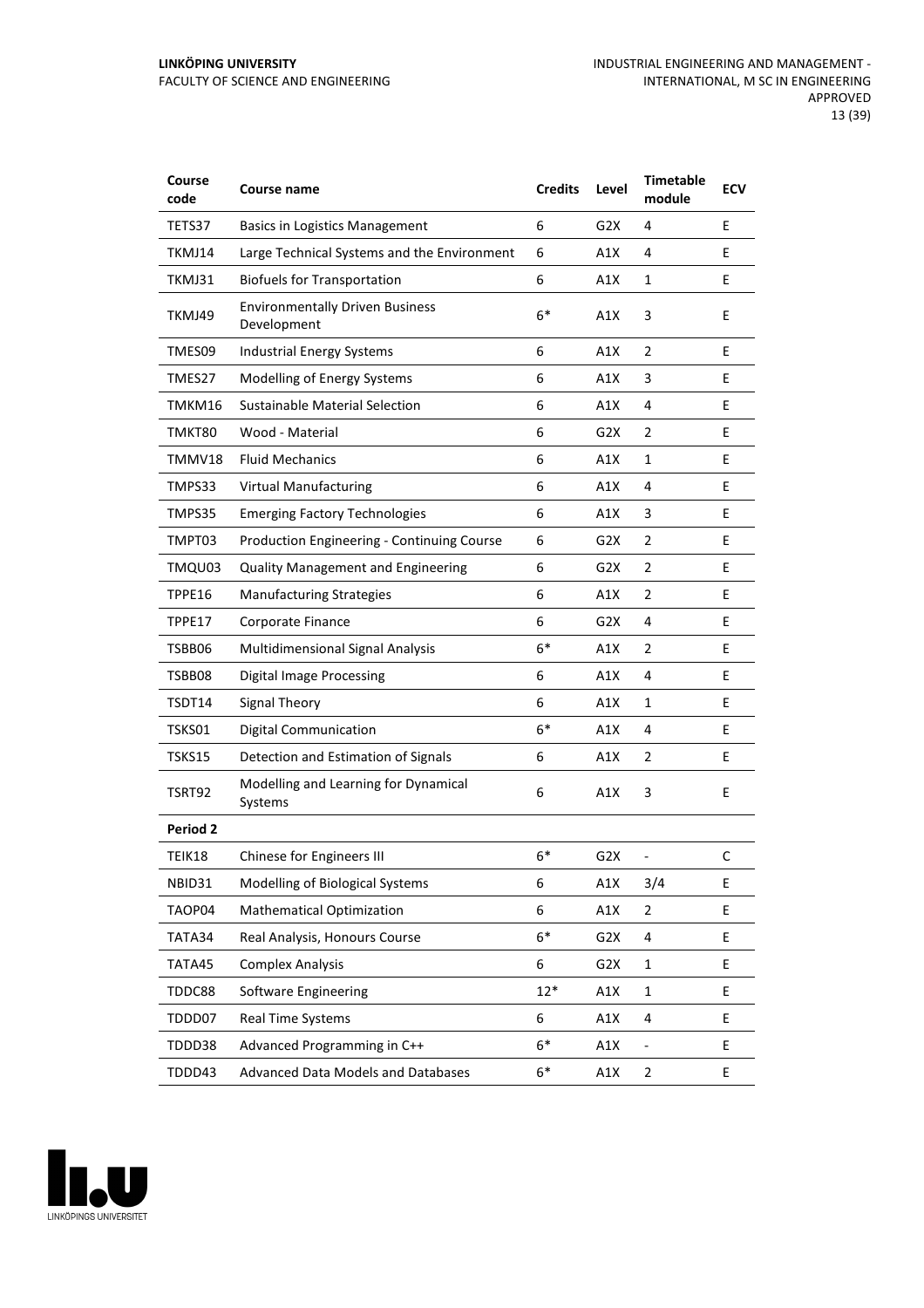| Course code | Course name | Credits | Level | Timetable module | ECV |
|---|---|---|---|---|---|
| TETS37 | Basics in Logistics Management | 6 | G2X | 4 | E |
| TKMJ14 | Large Technical Systems and the Environment | 6 | A1X | 4 | E |
| TKMJ31 | Biofuels for Transportation | 6 | A1X | 1 | E |
| TKMJ49 | Environmentally Driven Business Development | 6* | A1X | 3 | E |
| TMES09 | Industrial Energy Systems | 6 | A1X | 2 | E |
| TMES27 | Modelling of Energy Systems | 6 | A1X | 3 | E |
| TMKM16 | Sustainable Material Selection | 6 | A1X | 4 | E |
| TMKT80 | Wood - Material | 6 | G2X | 2 | E |
| TMMV18 | Fluid Mechanics | 6 | A1X | 1 | E |
| TMPS33 | Virtual Manufacturing | 6 | A1X | 4 | E |
| TMPS35 | Emerging Factory Technologies | 6 | A1X | 3 | E |
| TMPT03 | Production Engineering - Continuing Course | 6 | G2X | 2 | E |
| TMQU03 | Quality Management and Engineering | 6 | G2X | 2 | E |
| TPPE16 | Manufacturing Strategies | 6 | A1X | 2 | E |
| TPPE17 | Corporate Finance | 6 | G2X | 4 | E |
| TSBB06 | Multidimensional Signal Analysis | 6* | A1X | 2 | E |
| TSBB08 | Digital Image Processing | 6 | A1X | 4 | E |
| TSDT14 | Signal Theory | 6 | A1X | 1 | E |
| TSKS01 | Digital Communication | 6* | A1X | 4 | E |
| TSKS15 | Detection and Estimation of Signals | 6 | A1X | 2 | E |
| TSRT92 | Modelling and Learning for Dynamical Systems | 6 | A1X | 3 | E |
| **Period 2** | | | | | |
| TEIK18 | Chinese for Engineers III | 6* | G2X | - | C |
| NBID31 | Modelling of Biological Systems | 6 | A1X | 3/4 | E |
| TAOP04 | Mathematical Optimization | 6 | A1X | 2 | E |
| TATA34 | Real Analysis, Honours Course | 6* | G2X | 4 | E |
| TATA45 | Complex Analysis | 6 | G2X | 1 | E |
| TDDC88 | Software Engineering | 12* | A1X | 1 | E |
| TDDD07 | Real Time Systems | 6 | A1X | 4 | E |
| TDDD38 | Advanced Programming in C++ | 6* | A1X | - | E |
| TDDD43 | Advanced Data Models and Databases | 6* | A1X | 2 | E |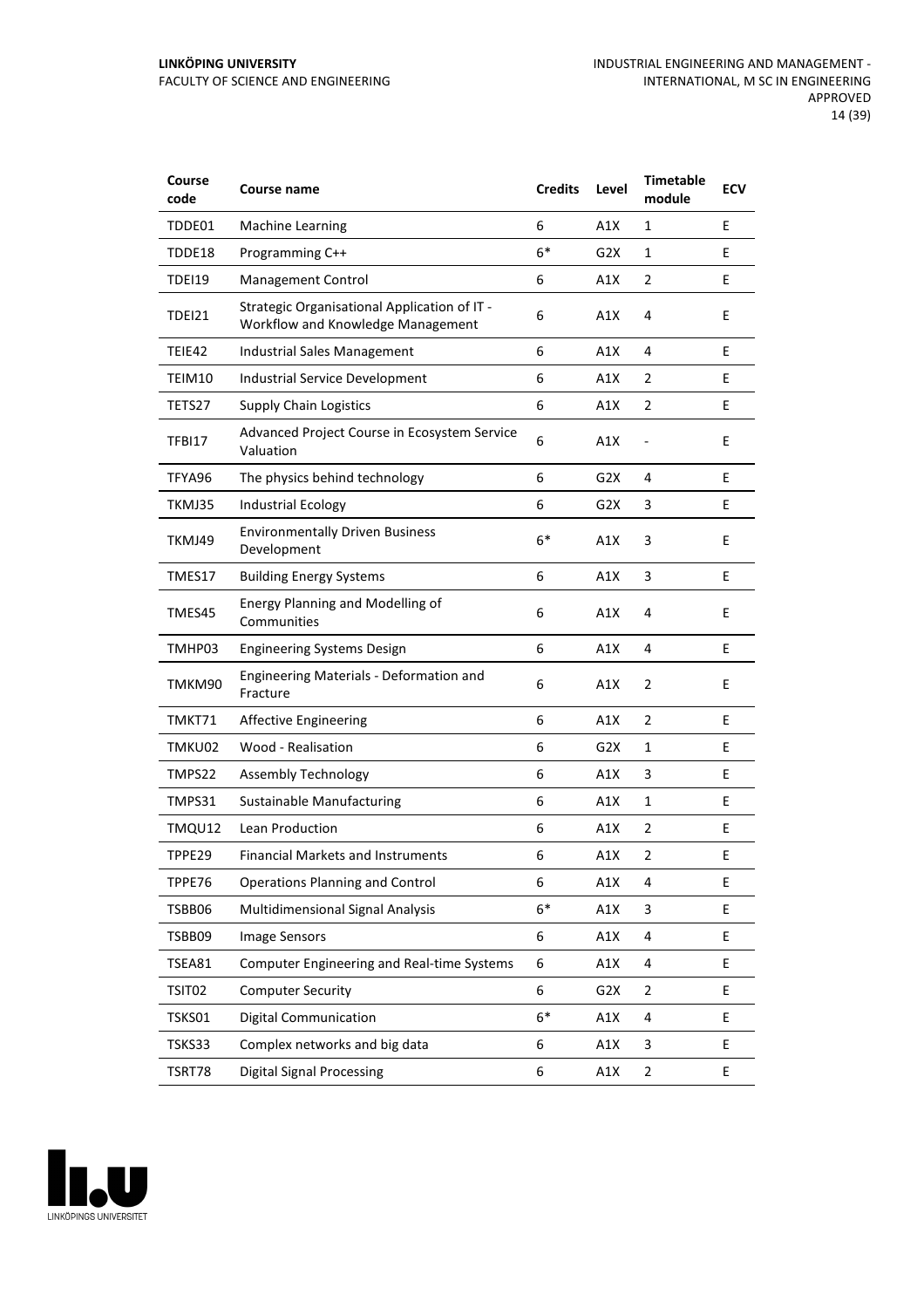| Course code | Course name | Credits | Level | Timetable module | ECV |
|---|---|---|---|---|---|
| TDDE01 | Machine Learning | 6 | A1X | 1 | E |
| TDDE18 | Programming C++ | 6* | G2X | 1 | E |
| TDEI19 | Management Control | 6 | A1X | 2 | E |
| TDEI21 | Strategic Organisational Application of IT - Workflow and Knowledge Management | 6 | A1X | 4 | E |
| TEIE42 | Industrial Sales Management | 6 | A1X | 4 | E |
| TEIM10 | Industrial Service Development | 6 | A1X | 2 | E |
| TETS27 | Supply Chain Logistics | 6 | A1X | 2 | E |
| TFBI17 | Advanced Project Course in Ecosystem Service Valuation | 6 | A1X | - | E |
| TFYA96 | The physics behind technology | 6 | G2X | 4 | E |
| TKMJ35 | Industrial Ecology | 6 | G2X | 3 | E |
| TKMJ49 | Environmentally Driven Business Development | 6* | A1X | 3 | E |
| TMES17 | Building Energy Systems | 6 | A1X | 3 | E |
| TMES45 | Energy Planning and Modelling of Communities | 6 | A1X | 4 | E |
| TMHP03 | Engineering Systems Design | 6 | A1X | 4 | E |
| TMKM90 | Engineering Materials - Deformation and Fracture | 6 | A1X | 2 | E |
| TMKT71 | Affective Engineering | 6 | A1X | 2 | E |
| TMKU02 | Wood - Realisation | 6 | G2X | 1 | E |
| TMPS22 | Assembly Technology | 6 | A1X | 3 | E |
| TMPS31 | Sustainable Manufacturing | 6 | A1X | 1 | E |
| TMQU12 | Lean Production | 6 | A1X | 2 | E |
| TPPE29 | Financial Markets and Instruments | 6 | A1X | 2 | E |
| TPPE76 | Operations Planning and Control | 6 | A1X | 4 | E |
| TSBB06 | Multidimensional Signal Analysis | 6* | A1X | 3 | E |
| TSBB09 | Image Sensors | 6 | A1X | 4 | E |
| TSEA81 | Computer Engineering and Real-time Systems | 6 | A1X | 4 | E |
| TSIT02 | Computer Security | 6 | G2X | 2 | E |
| TSKS01 | Digital Communication | 6* | A1X | 4 | E |
| TSKS33 | Complex networks and big data | 6 | A1X | 3 | E |
| TSRT78 | Digital Signal Processing | 6 | A1X | 2 | E |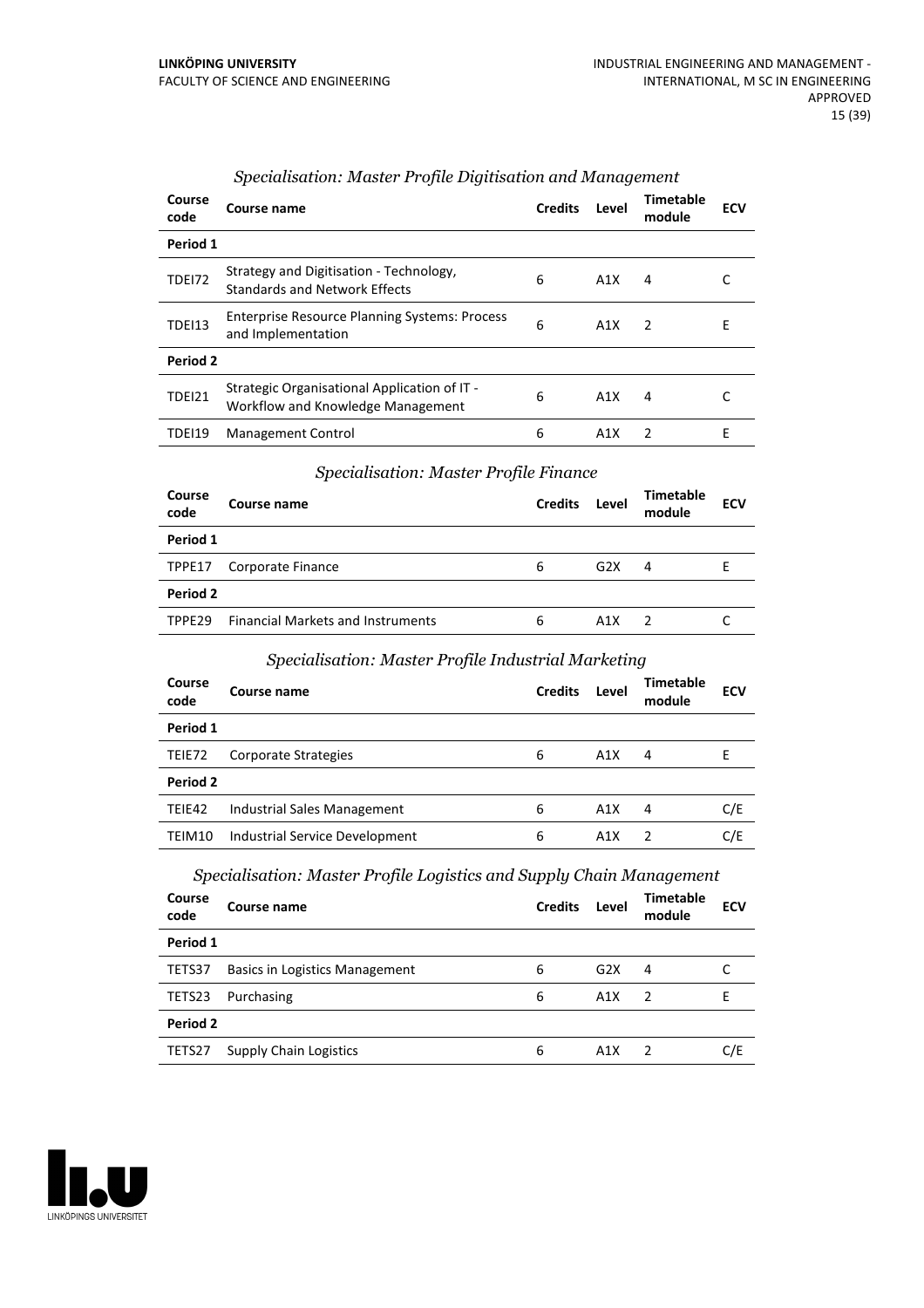### *Specialisation: Master Profile Digitisation and Management*

| Course code | Course name | Credits | Level | Timetable module | ECV |
|---|---|---|---|---|---|
| **Period 1** | | | | | |
| TDEI72 | Strategy and Digitisation - Technology, Standards and Network Effects | 6 | A1X | 4 | C |
| TDEI13 | Enterprise Resource Planning Systems: Process and Implementation | 6 | A1X | 2 | E |
| **Period 2** | | | | | |
| TDEI21 | Strategic Organisational Application of IT - Workflow and Knowledge Management | 6 | A1X | 4 | C |
| TDEI19 | Management Control | 6 | A1X | 2 | E |

### *Specialisation: Master Profile Finance*

| Course code | Course name | Credits | Level | Timetable module | ECV |
|---|---|---|---|---|---|
| **Period 1** | | | | | |
| TPPE17 | Corporate Finance | 6 | G2X | 4 | E |
| **Period 2** | | | | | |
| TPPE29 | Financial Markets and Instruments | 6 | A1X | 2 | C |

### *Specialisation: Master Profile Industrial Marketing*

| Course code | Course name | Credits | Level | Timetable module | ECV |
|---|---|---|---|---|---|
| **Period 1** | | | | | |
| TEIE72 | Corporate Strategies | 6 | A1X | 4 | E |
| **Period 2** | | | | | |
| TEIE42 | Industrial Sales Management | 6 | A1X | 4 | C/E |
| TEIM10 | Industrial Service Development | 6 | A1X | 2 | C/E |

### *Specialisation: Master Profile Logistics and Supply Chain Management*

| Course code | Course name | Credits | Level | Timetable module | ECV |
|---|---|---|---|---|---|
| **Period 1** | | | | | |
| TETS37 | Basics in Logistics Management | 6 | G2X | 4 | C |
| TETS23 | Purchasing | 6 | A1X | 2 | E |
| **Period 2** | | | | | |
| TETS27 | Supply Chain Logistics | 6 | A1X | 2 | C/E |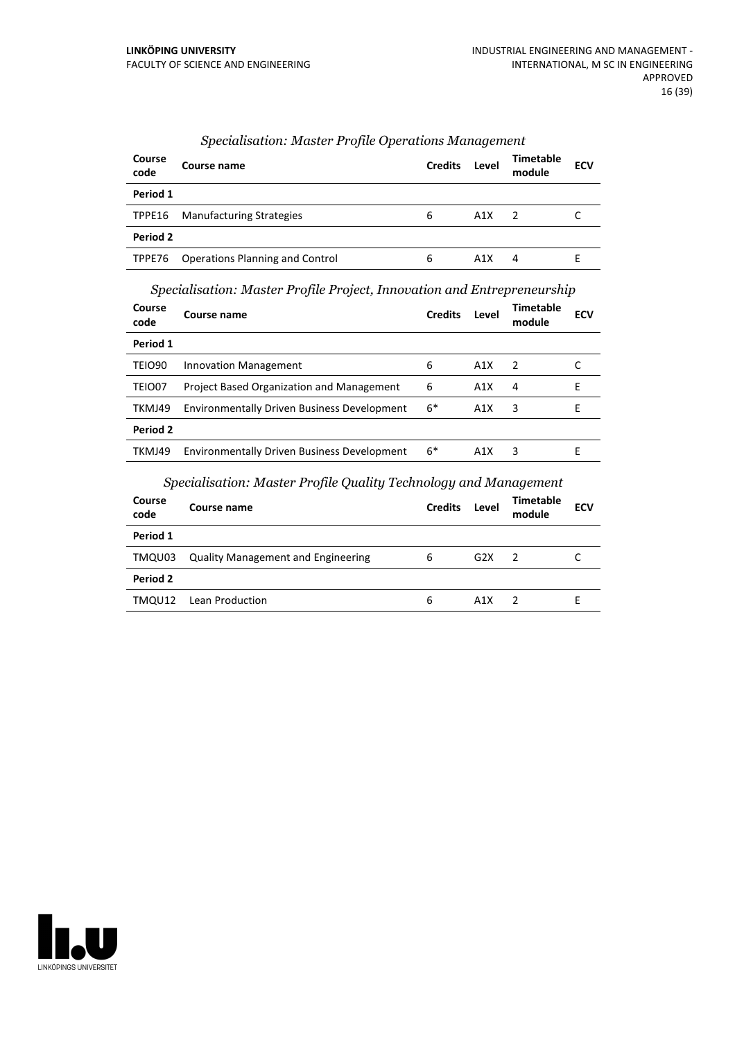*Specialisation: Master Profile Operations Management*

| Course code | Course name | Credits | Level | Timetable module | ECV |
|---|---|---|---|---|---|
| **Period 1** | | | | | |
| TPPE16 | Manufacturing Strategies | 6 | A1X | 2 | C |
| **Period 2** | | | | | |
| TPPE76 | Operations Planning and Control | 6 | A1X | 4 | E |

*Specialisation: Master Profile Project, Innovation and Entrepreneurship*

| Course code | Course name | Credits | Level | Timetable module | ECV |
|---|---|---|---|---|---|
| **Period 1** | | | | | |
| TEIO90 | Innovation Management | 6 | A1X | 2 | C |
| TEIO07 | Project Based Organization and Management | 6 | A1X | 4 | E |
| TKMJ49 | Environmentally Driven Business Development | 6* | A1X | 3 | E |
| **Period 2** | | | | | |
| TKMJ49 | Environmentally Driven Business Development | 6* | A1X | 3 | E |

*Specialisation: Master Profile Quality Technology and Management*

| Course code | Course name | Credits | Level | Timetable module | ECV |
|---|---|---|---|---|---|
| **Period 1** | | | | | |
| TMQU03 | Quality Management and Engineering | 6 | G2X | 2 | C |
| **Period 2** | | | | | |
| TMQU12 | Lean Production | 6 | A1X | 2 | E |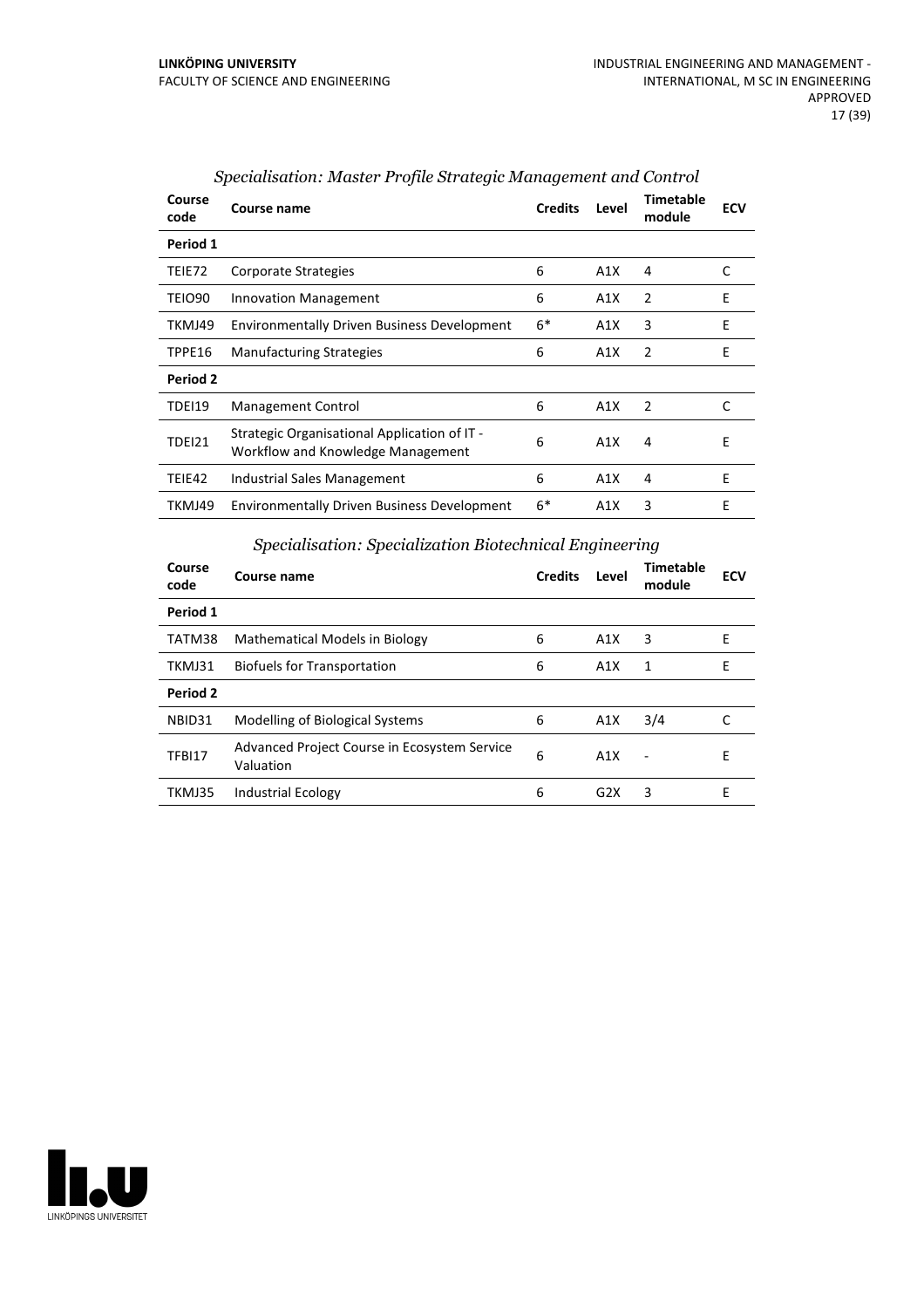### *Specialisation: Master Profile Strategic Management and Control*

| Course code | Course name | Credits | Level | Timetable module | ECV |
|---|---|---|---|---|---|
| **Period 1** | | | | | |
| TEIE72 | Corporate Strategies | 6 | A1X | 4 | C |
| TEIO90 | Innovation Management | 6 | A1X | 2 | E |
| TKMJ49 | Environmentally Driven Business Development | 6* | A1X | 3 | E |
| TPPE16 | Manufacturing Strategies | 6 | A1X | 2 | E |
| **Period 2** | | | | | |
| TDEI19 | Management Control | 6 | A1X | 2 | C |
| TDEI21 | Strategic Organisational Application of IT - Workflow and Knowledge Management | 6 | A1X | 4 | E |
| TEIE42 | Industrial Sales Management | 6 | A1X | 4 | E |
| TKMJ49 | Environmentally Driven Business Development | 6* | A1X | 3 | E |

### *Specialisation: Specialization Biotechnical Engineering*

| Course code | Course name | Credits | Level | Timetable module | ECV |
|---|---|---|---|---|---|
| **Period 1** | | | | | |
| TATM38 | Mathematical Models in Biology | 6 | A1X | 3 | E |
| TKMJ31 | Biofuels for Transportation | 6 | A1X | 1 | E |
| **Period 2** | | | | | |
| NBID31 | Modelling of Biological Systems | 6 | A1X | 3/4 | C |
| TFBI17 | Advanced Project Course in Ecosystem Service Valuation | 6 | A1X | - | E |
| TKMJ35 | Industrial Ecology | 6 | G2X | 3 | E |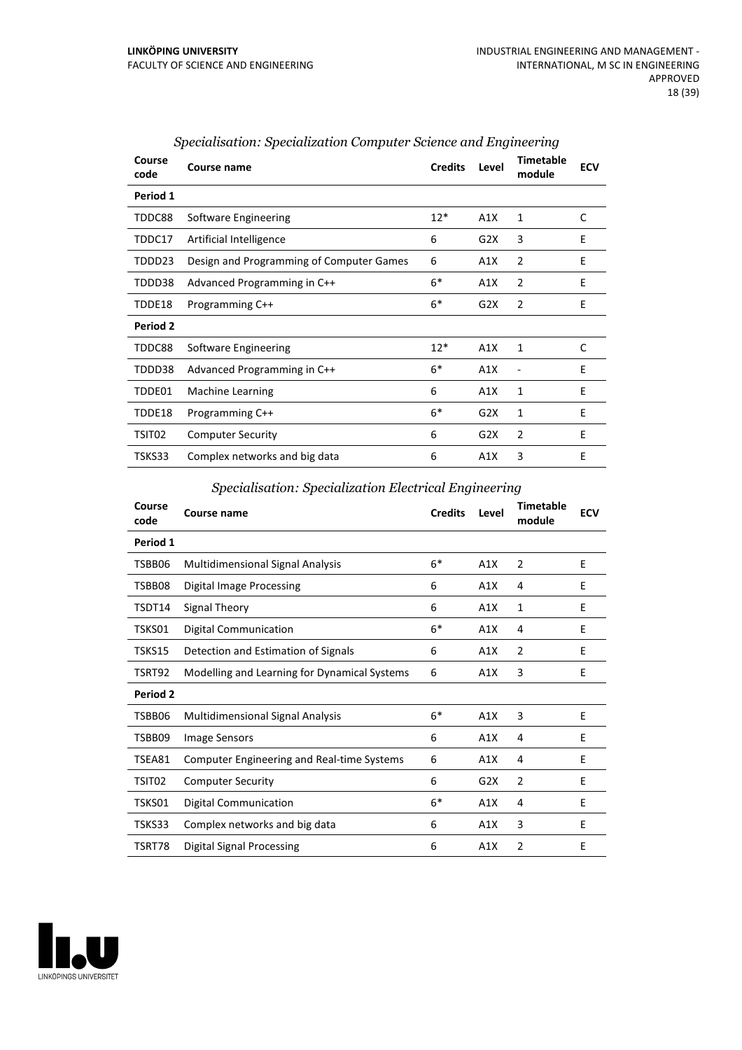### *Specialisation: Specialization Computer Science and Engineering*

| Course code | Course name | Credits | Level | Timetable module | ECV |
|---|---|---|---|---|---|
| **Period 1** | | | | | |
| TDDC88 | Software Engineering | 12* | A1X | 1 | C |
| TDDC17 | Artificial Intelligence | 6 | G2X | 3 | E |
| TDDD23 | Design and Programming of Computer Games | 6 | A1X | 2 | E |
| TDDD38 | Advanced Programming in C++ | 6* | A1X | 2 | E |
| TDDE18 | Programming C++ | 6* | G2X | 2 | E |
| **Period 2** | | | | | |
| TDDC88 | Software Engineering | 12* | A1X | 1 | C |
| TDDD38 | Advanced Programming in C++ | 6* | A1X | - | E |
| TDDE01 | Machine Learning | 6 | A1X | 1 | E |
| TDDE18 | Programming C++ | 6* | G2X | 1 | E |
| TSIT02 | Computer Security | 6 | G2X | 2 | E |
| TSKS33 | Complex networks and big data | 6 | A1X | 3 | E |

### *Specialisation: Specialization Electrical Engineering*

| Course code | Course name | Credits | Level | Timetable module | ECV |
|---|---|---|---|---|---|
| **Period 1** | | | | | |
| TSBB06 | Multidimensional Signal Analysis | 6* | A1X | 2 | E |
| TSBB08 | Digital Image Processing | 6 | A1X | 4 | E |
| TSDT14 | Signal Theory | 6 | A1X | 1 | E |
| TSKS01 | Digital Communication | 6* | A1X | 4 | E |
| TSKS15 | Detection and Estimation of Signals | 6 | A1X | 2 | E |
| TSRT92 | Modelling and Learning for Dynamical Systems | 6 | A1X | 3 | E |
| **Period 2** | | | | | |
| TSBB06 | Multidimensional Signal Analysis | 6* | A1X | 3 | E |
| TSBB09 | Image Sensors | 6 | A1X | 4 | E |
| TSEA81 | Computer Engineering and Real-time Systems | 6 | A1X | 4 | E |
| TSIT02 | Computer Security | 6 | G2X | 2 | E |
| TSKS01 | Digital Communication | 6* | A1X | 4 | E |
| TSKS33 | Complex networks and big data | 6 | A1X | 3 | E |
| TSRT78 | Digital Signal Processing | 6 | A1X | 2 | E |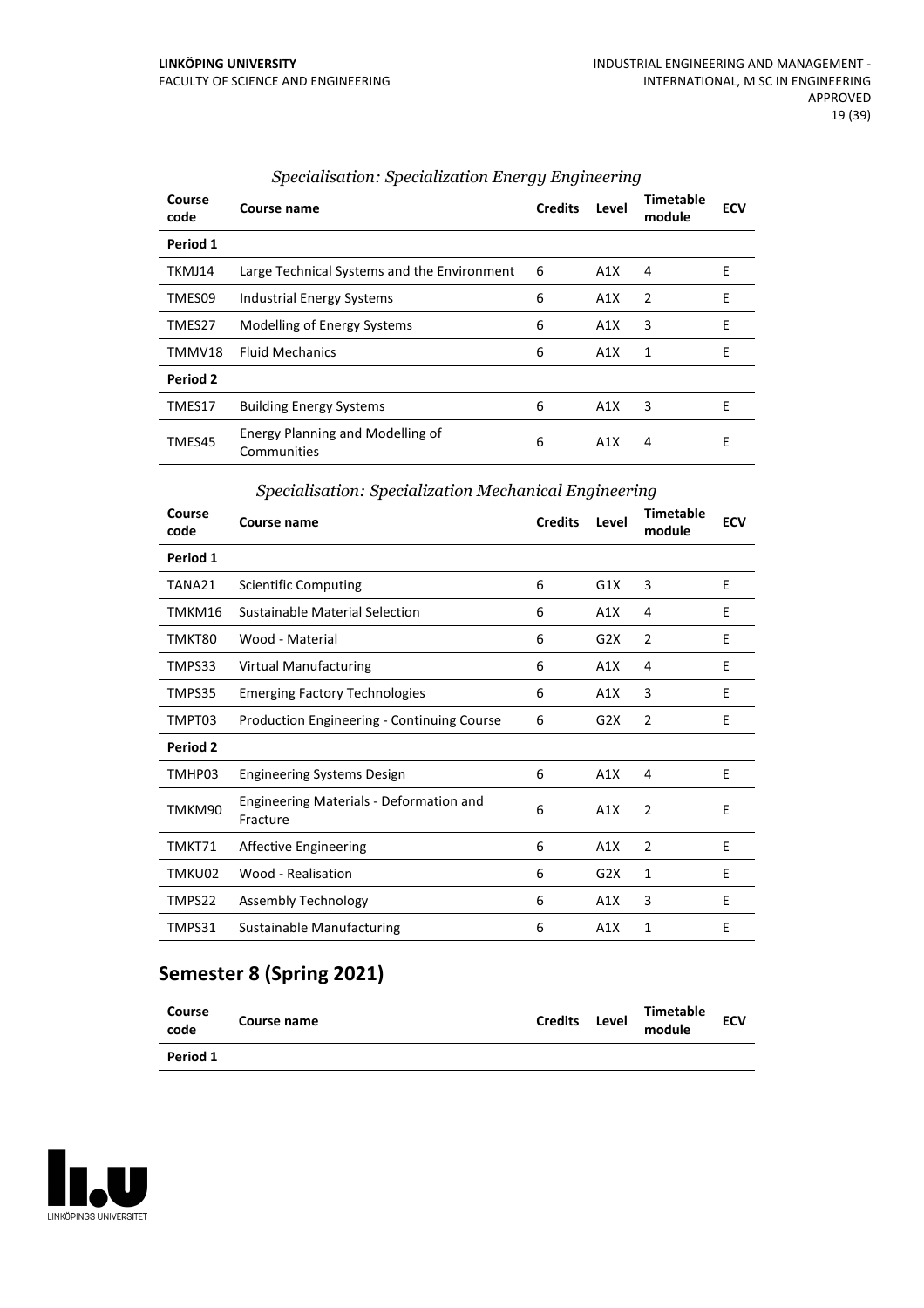*Specialisation: Specialization Energy Engineering*

| Course code | Course name | Credits | Level | Timetable module | ECV |
|---|---|---|---|---|---|
| **Period 1** | | | | | |
| TKMJ14 | Large Technical Systems and the Environment | 6 | A1X | 4 | E |
| TMES09 | Industrial Energy Systems | 6 | A1X | 2 | E |
| TMES27 | Modelling of Energy Systems | 6 | A1X | 3 | E |
| TMMV18 | Fluid Mechanics | 6 | A1X | 1 | E |
| **Period 2** | | | | | |
| TMES17 | Building Energy Systems | 6 | A1X | 3 | E |
| TMES45 | Energy Planning and Modelling of Communities | 6 | A1X | 4 | E |

*Specialisation: Specialization Mechanical Engineering*

| Course code | Course name | Credits | Level | Timetable module | ECV |
|---|---|---|---|---|---|
| **Period 1** | | | | | |
| TANA21 | Scientific Computing | 6 | G1X | 3 | E |
| TMKM16 | Sustainable Material Selection | 6 | A1X | 4 | E |
| TMKT80 | Wood - Material | 6 | G2X | 2 | E |
| TMPS33 | Virtual Manufacturing | 6 | A1X | 4 | E |
| TMPS35 | Emerging Factory Technologies | 6 | A1X | 3 | E |
| TMPT03 | Production Engineering - Continuing Course | 6 | G2X | 2 | E |
| **Period 2** | | | | | |
| TMHP03 | Engineering Systems Design | 6 | A1X | 4 | E |
| TMKM90 | Engineering Materials - Deformation and Fracture | 6 | A1X | 2 | E |
| TMKT71 | Affective Engineering | 6 | A1X | 2 | E |
| TMKU02 | Wood - Realisation | 6 | G2X | 1 | E |
| TMPS22 | Assembly Technology | 6 | A1X | 3 | E |
| TMPS31 | Sustainable Manufacturing | 6 | A1X | 1 | E |

## Semester 8 (Spring 2021)

| Course code | Course name | Credits | Level | Timetable module | ECV |
|---|---|---|---|---|---|
| **Period 1** | | | | | |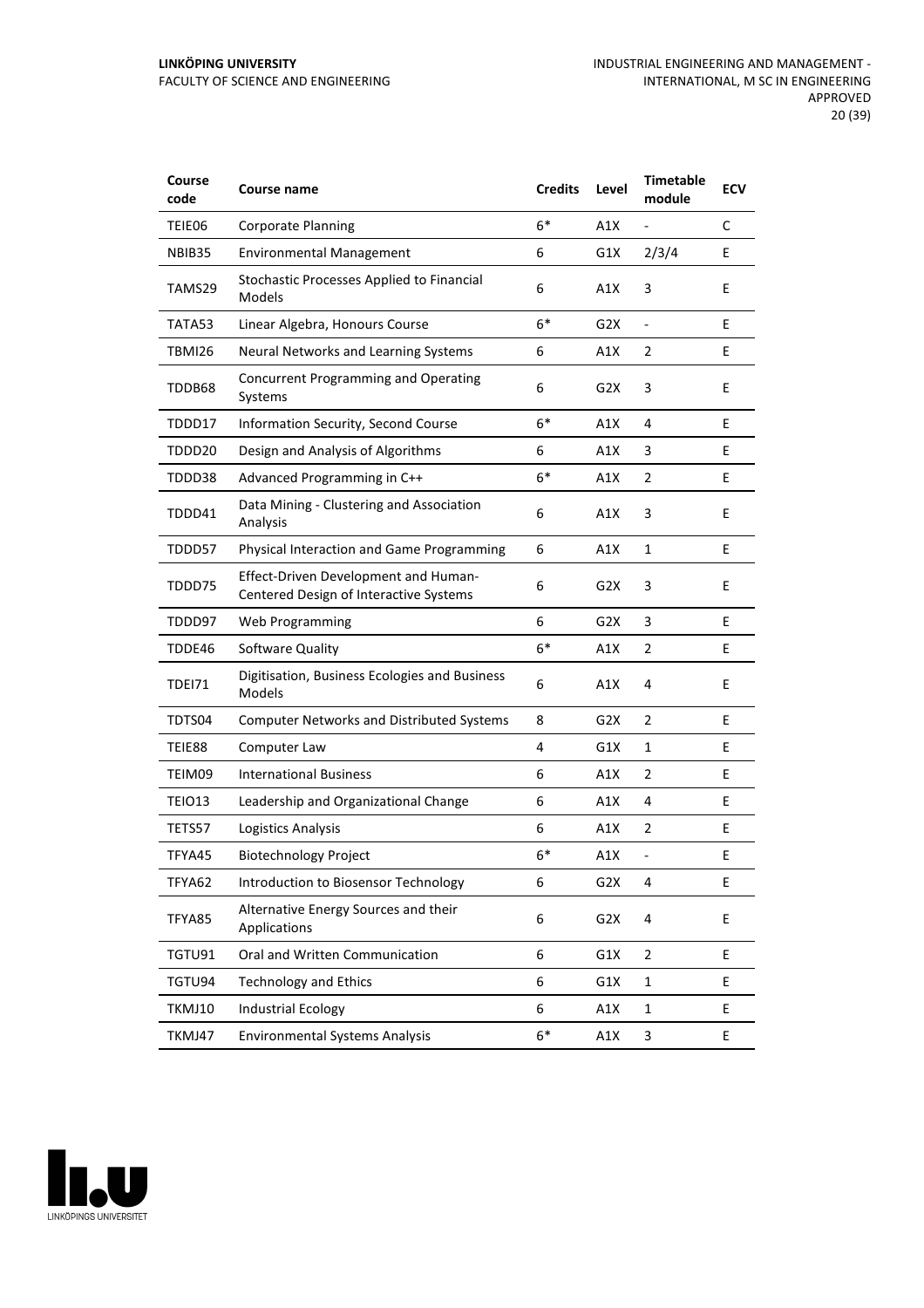| Course code | Course name | Credits | Level | Timetable module | ECV |
|---|---|---|---|---|---|
| TEIE06 | Corporate Planning | 6* | A1X | - | C |
| NBIB35 | Environmental Management | 6 | G1X | 2/3/4 | E |
| TAMS29 | Stochastic Processes Applied to Financial Models | 6 | A1X | 3 | E |
| TATA53 | Linear Algebra, Honours Course | 6* | G2X | - | E |
| TBMI26 | Neural Networks and Learning Systems | 6 | A1X | 2 | E |
| TDDB68 | Concurrent Programming and Operating Systems | 6 | G2X | 3 | E |
| TDDD17 | Information Security, Second Course | 6* | A1X | 4 | E |
| TDDD20 | Design and Analysis of Algorithms | 6 | A1X | 3 | E |
| TDDD38 | Advanced Programming in C++ | 6* | A1X | 2 | E |
| TDDD41 | Data Mining - Clustering and Association Analysis | 6 | A1X | 3 | E |
| TDDD57 | Physical Interaction and Game Programming | 6 | A1X | 1 | E |
| TDDD75 | Effect-Driven Development and Human-Centered Design of Interactive Systems | 6 | G2X | 3 | E |
| TDDD97 | Web Programming | 6 | G2X | 3 | E |
| TDDE46 | Software Quality | 6* | A1X | 2 | E |
| TDEI71 | Digitisation, Business Ecologies and Business Models | 6 | A1X | 4 | E |
| TDTS04 | Computer Networks and Distributed Systems | 8 | G2X | 2 | E |
| TEIE88 | Computer Law | 4 | G1X | 1 | E |
| TEIM09 | International Business | 6 | A1X | 2 | E |
| TEIO13 | Leadership and Organizational Change | 6 | A1X | 4 | E |
| TETS57 | Logistics Analysis | 6 | A1X | 2 | E |
| TFYA45 | Biotechnology Project | 6* | A1X | - | E |
| TFYA62 | Introduction to Biosensor Technology | 6 | G2X | 4 | E |
| TFYA85 | Alternative Energy Sources and their Applications | 6 | G2X | 4 | E |
| TGTU91 | Oral and Written Communication | 6 | G1X | 2 | E |
| TGTU94 | Technology and Ethics | 6 | G1X | 1 | E |
| TKMJ10 | Industrial Ecology | 6 | A1X | 1 | E |
| TKMJ47 | Environmental Systems Analysis | 6* | A1X | 3 | E |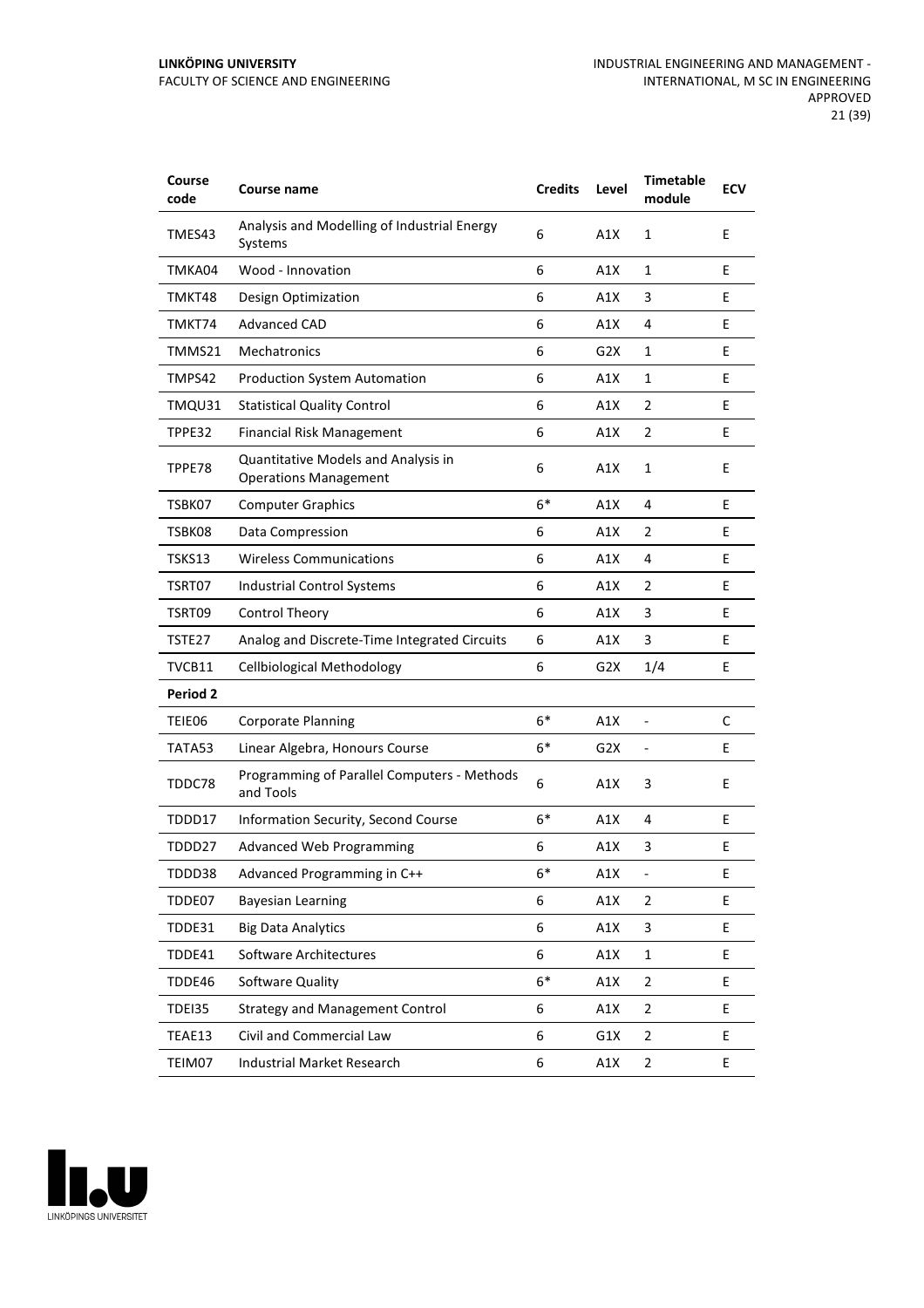| Course code | Course name | Credits | Level | Timetable module | ECV |
|---|---|---|---|---|---|
| TMES43 | Analysis and Modelling of Industrial Energy Systems | 6 | A1X | 1 | E |
| TMKA04 | Wood - Innovation | 6 | A1X | 1 | E |
| TMKT48 | Design Optimization | 6 | A1X | 3 | E |
| TMKT74 | Advanced CAD | 6 | A1X | 4 | E |
| TMMS21 | Mechatronics | 6 | G2X | 1 | E |
| TMPS42 | Production System Automation | 6 | A1X | 1 | E |
| TMQU31 | Statistical Quality Control | 6 | A1X | 2 | E |
| TPPE32 | Financial Risk Management | 6 | A1X | 2 | E |
| TPPE78 | Quantitative Models and Analysis in Operations Management | 6 | A1X | 1 | E |
| TSBK07 | Computer Graphics | 6* | A1X | 4 | E |
| TSBK08 | Data Compression | 6 | A1X | 2 | E |
| TSKS13 | Wireless Communications | 6 | A1X | 4 | E |
| TSRT07 | Industrial Control Systems | 6 | A1X | 2 | E |
| TSRT09 | Control Theory | 6 | A1X | 3 | E |
| TSTE27 | Analog and Discrete-Time Integrated Circuits | 6 | A1X | 3 | E |
| TVCB11 | Cellbiological Methodology | 6 | G2X | 1/4 | E |
| **Period 2** | | | | | |
| TEIE06 | Corporate Planning | 6* | A1X | - | C |
| TATA53 | Linear Algebra, Honours Course | 6* | G2X | - | E |
| TDDC78 | Programming of Parallel Computers - Methods and Tools | 6 | A1X | 3 | E |
| TDDD17 | Information Security, Second Course | 6* | A1X | 4 | E |
| TDDD27 | Advanced Web Programming | 6 | A1X | 3 | E |
| TDDD38 | Advanced Programming in C++ | 6* | A1X | - | E |
| TDDE07 | Bayesian Learning | 6 | A1X | 2 | E |
| TDDE31 | Big Data Analytics | 6 | A1X | 3 | E |
| TDDE41 | Software Architectures | 6 | A1X | 1 | E |
| TDDE46 | Software Quality | 6* | A1X | 2 | E |
| TDEI35 | Strategy and Management Control | 6 | A1X | 2 | E |
| TEAE13 | Civil and Commercial Law | 6 | G1X | 2 | E |
| TEIM07 | Industrial Market Research | 6 | A1X | 2 | E |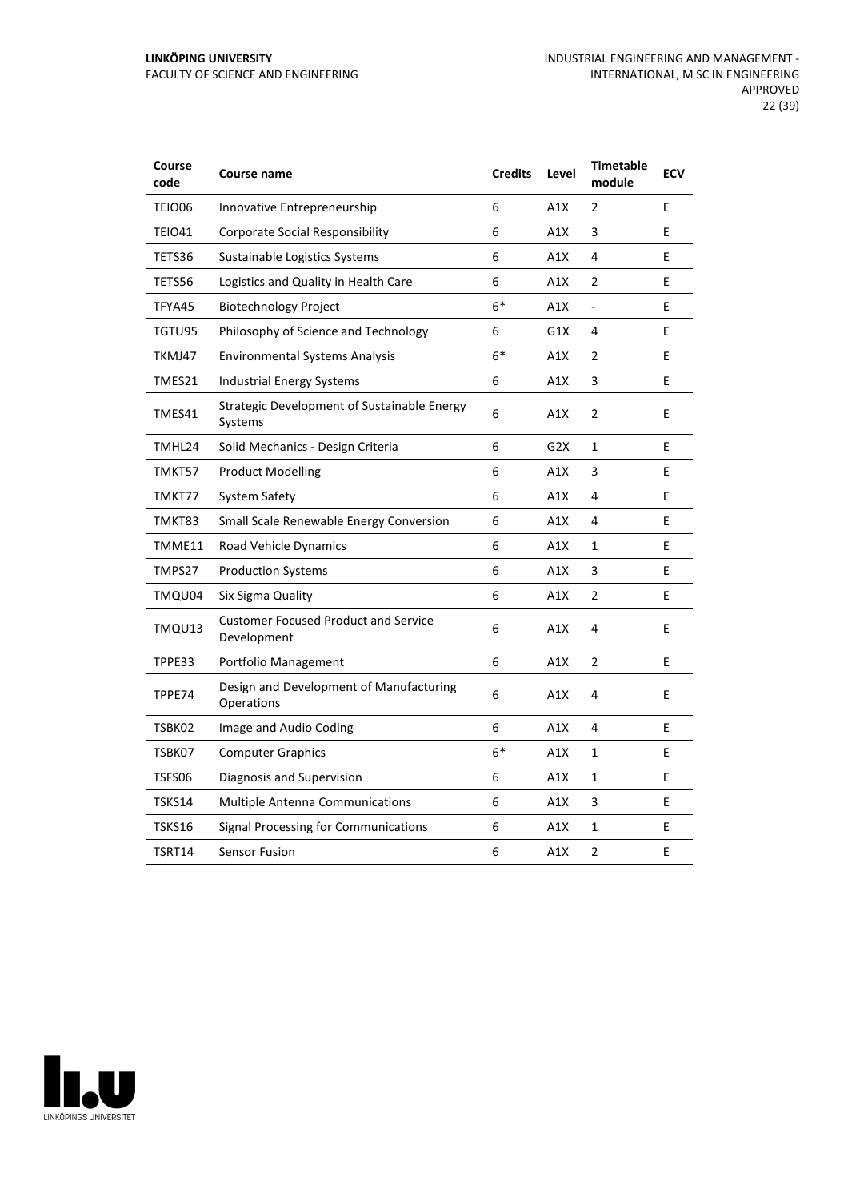| Course code | Course name | Credits | Level | Timetable module | ECV |
|---|---|---|---|---|---|
| TEIO06 | Innovative Entrepreneurship | 6 | A1X | 2 | E |
| TEIO41 | Corporate Social Responsibility | 6 | A1X | 3 | E |
| TETS36 | Sustainable Logistics Systems | 6 | A1X | 4 | E |
| TETS56 | Logistics and Quality in Health Care | 6 | A1X | 2 | E |
| TFYA45 | Biotechnology Project | 6* | A1X | - | E |
| TGTU95 | Philosophy of Science and Technology | 6 | G1X | 4 | E |
| TKMJ47 | Environmental Systems Analysis | 6* | A1X | 2 | E |
| TMES21 | Industrial Energy Systems | 6 | A1X | 3 | E |
| TMES41 | Strategic Development of Sustainable Energy Systems | 6 | A1X | 2 | E |
| TMHL24 | Solid Mechanics - Design Criteria | 6 | G2X | 1 | E |
| TMKT57 | Product Modelling | 6 | A1X | 3 | E |
| TMKT77 | System Safety | 6 | A1X | 4 | E |
| TMKT83 | Small Scale Renewable Energy Conversion | 6 | A1X | 4 | E |
| TMME11 | Road Vehicle Dynamics | 6 | A1X | 1 | E |
| TMPS27 | Production Systems | 6 | A1X | 3 | E |
| TMQU04 | Six Sigma Quality | 6 | A1X | 2 | E |
| TMQU13 | Customer Focused Product and Service Development | 6 | A1X | 4 | E |
| TPPE33 | Portfolio Management | 6 | A1X | 2 | E |
| TPPE74 | Design and Development of Manufacturing Operations | 6 | A1X | 4 | E |
| TSBK02 | Image and Audio Coding | 6 | A1X | 4 | E |
| TSBK07 | Computer Graphics | 6* | A1X | 1 | E |
| TSFS06 | Diagnosis and Supervision | 6 | A1X | 1 | E |
| TSKS14 | Multiple Antenna Communications | 6 | A1X | 3 | E |
| TSKS16 | Signal Processing for Communications | 6 | A1X | 1 | E |
| TSRT14 | Sensor Fusion | 6 | A1X | 2 | E |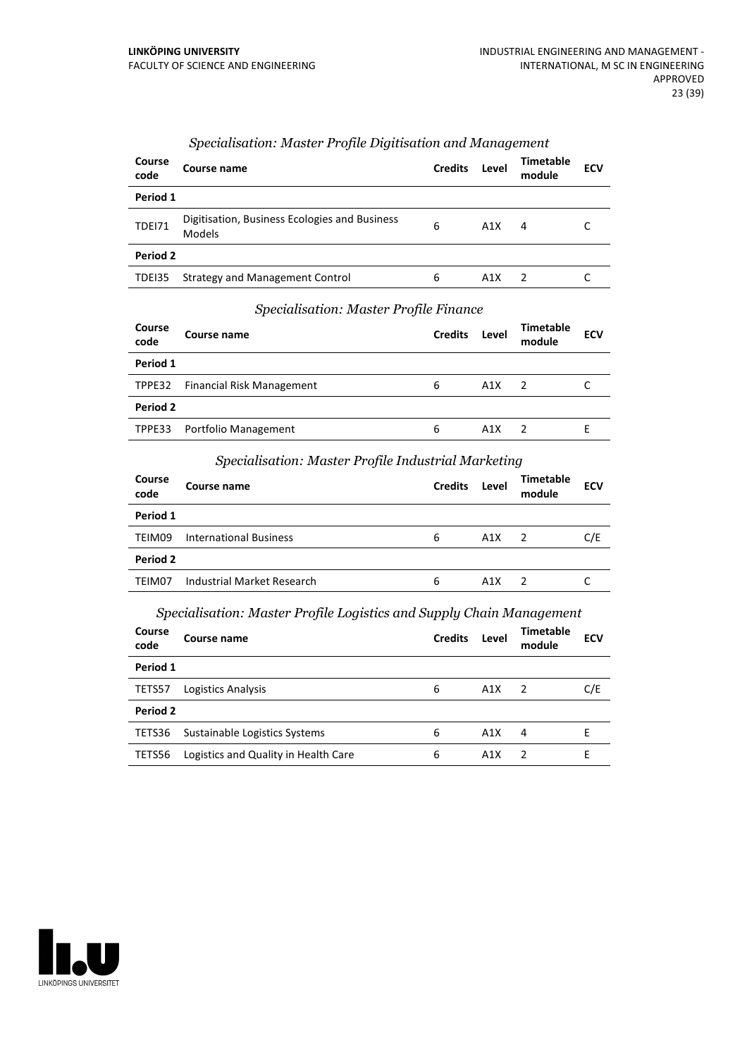### *Specialisation: Master Profile Digitisation and Management*

| Course code | Course name | Credits | Level | Timetable module | ECV |
|---|---|---|---|---|---|
| **Period 1** | | | | | |
| TDEI71 | Digitisation, Business Ecologies and Business Models | 6 | A1X | 4 | C |
| **Period 2** | | | | | |
| TDEI35 | Strategy and Management Control | 6 | A1X | 2 | C |

### *Specialisation: Master Profile Finance*

| Course code | Course name | Credits | Level | Timetable module | ECV |
|---|---|---|---|---|---|
| **Period 1** | | | | | |
| TPPE32 | Financial Risk Management | 6 | A1X | 2 | C |
| **Period 2** | | | | | |
| TPPE33 | Portfolio Management | 6 | A1X | 2 | E |

### *Specialisation: Master Profile Industrial Marketing*

| Course code | Course name | Credits | Level | Timetable module | ECV |
|---|---|---|---|---|---|
| **Period 1** | | | | | |
| TEIM09 | International Business | 6 | A1X | 2 | C/E |
| **Period 2** | | | | | |
| TEIM07 | Industrial Market Research | 6 | A1X | 2 | C |

### *Specialisation: Master Profile Logistics and Supply Chain Management*

| Course code | Course name | Credits | Level | Timetable module | ECV |
|---|---|---|---|---|---|
| **Period 1** | | | | | |
| TETS57 | Logistics Analysis | 6 | A1X | 2 | C/E |
| **Period 2** | | | | | |
| TETS36 | Sustainable Logistics Systems | 6 | A1X | 4 | E |
| TETS56 | Logistics and Quality in Health Care | 6 | A1X | 2 | E |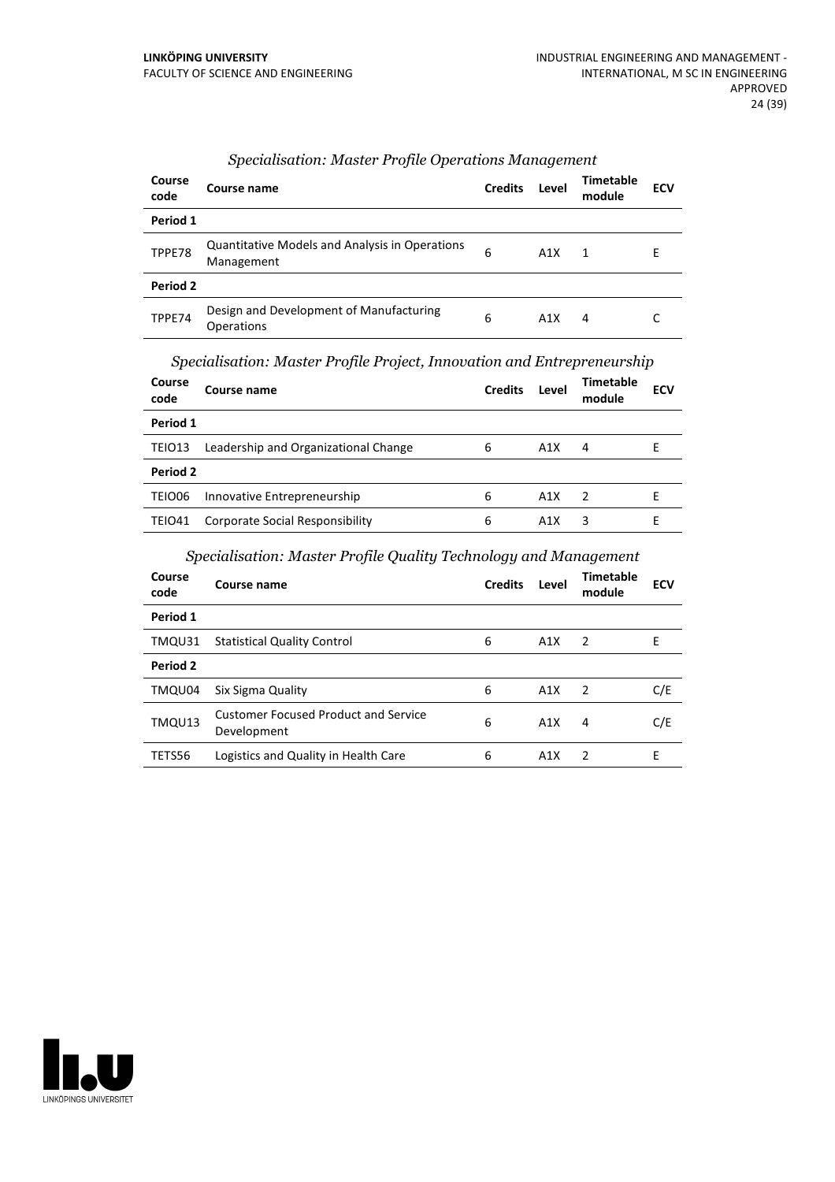*Specialisation: Master Profile Operations Management*

| Course code | Course name | Credits | Level | Timetable module | ECV |
|---|---|---|---|---|---|
| **Period 1** | | | | | |
| TPPE78 | Quantitative Models and Analysis in Operations Management | 6 | A1X | 1 | E |
| **Period 2** | | | | | |
| TPPE74 | Design and Development of Manufacturing Operations | 6 | A1X | 4 | C |

*Specialisation: Master Profile Project, Innovation and Entrepreneurship*

| Course code | Course name | Credits | Level | Timetable module | ECV |
|---|---|---|---|---|---|
| **Period 1** | | | | | |
| TEIO13 | Leadership and Organizational Change | 6 | A1X | 4 | E |
| **Period 2** | | | | | |
| TEIO06 | Innovative Entrepreneurship | 6 | A1X | 2 | E |
| TEIO41 | Corporate Social Responsibility | 6 | A1X | 3 | E |

*Specialisation: Master Profile Quality Technology and Management*

| Course code | Course name | Credits | Level | Timetable module | ECV |
|---|---|---|---|---|---|
| **Period 1** | | | | | |
| TMQU31 | Statistical Quality Control | 6 | A1X | 2 | E |
| **Period 2** | | | | | |
| TMQU04 | Six Sigma Quality | 6 | A1X | 2 | C/E |
| TMQU13 | Customer Focused Product and Service Development | 6 | A1X | 4 | C/E |
| TETS56 | Logistics and Quality in Health Care | 6 | A1X | 2 | E |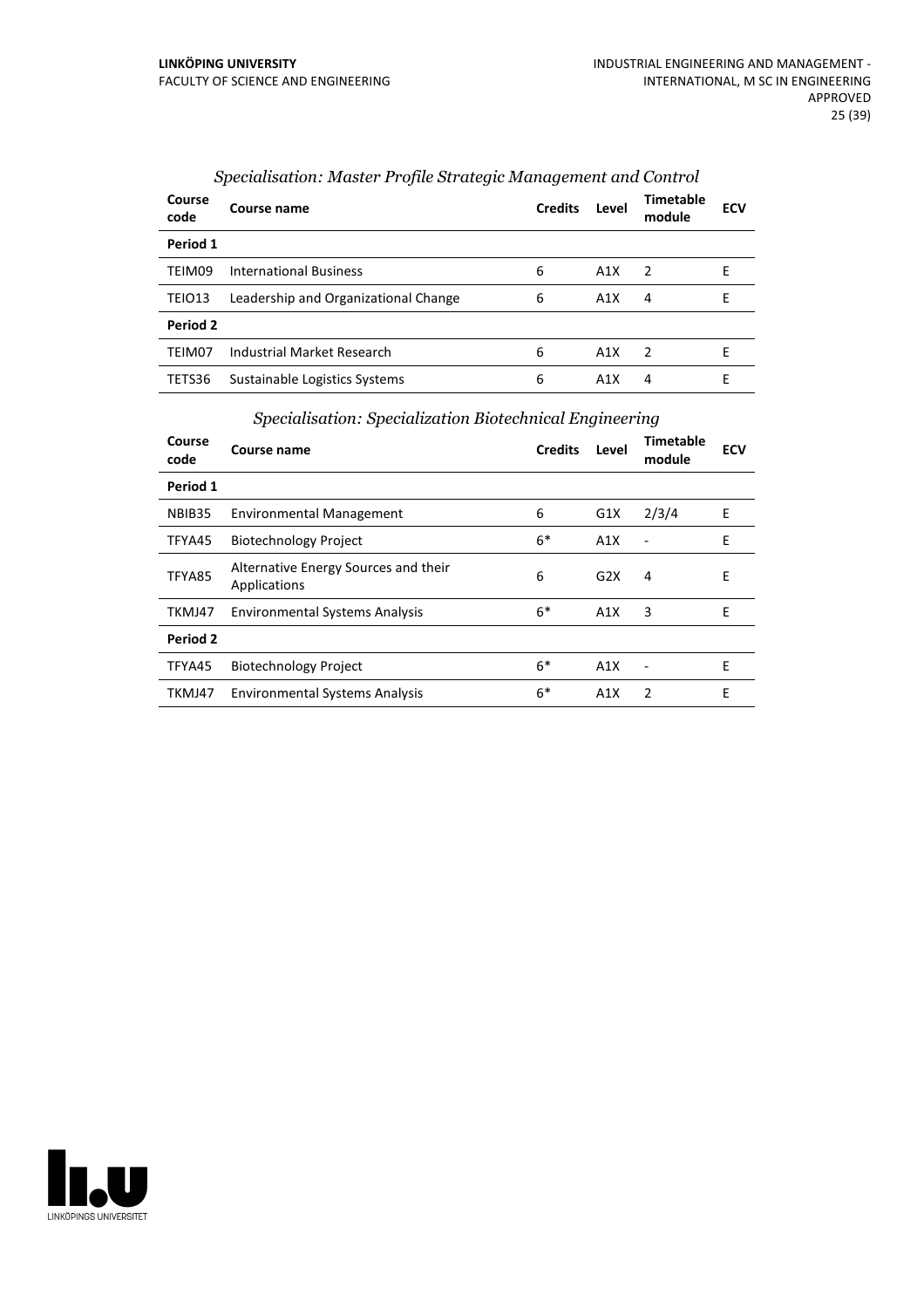### *Specialisation: Master Profile Strategic Management and Control*

| Course code | Course name | Credits | Level | Timetable module | ECV |
|---|---|---|---|---|---|
| **Period 1** | | | | | |
| TEIM09 | International Business | 6 | A1X | 2 | E |
| TEIO13 | Leadership and Organizational Change | 6 | A1X | 4 | E |
| **Period 2** | | | | | |
| TEIM07 | Industrial Market Research | 6 | A1X | 2 | E |
| TETS36 | Sustainable Logistics Systems | 6 | A1X | 4 | E |

### *Specialisation: Specialization Biotechnical Engineering*

| Course code | Course name | Credits | Level | Timetable module | ECV |
|---|---|---|---|---|---|
| **Period 1** | | | | | |
| NBIB35 | Environmental Management | 6 | G1X | 2/3/4 | E |
| TFYA45 | Biotechnology Project | 6* | A1X | - | E |
| TFYA85 | Alternative Energy Sources and their Applications | 6 | G2X | 4 | E |
| TKMJ47 | Environmental Systems Analysis | 6* | A1X | 3 | E |
| **Period 2** | | | | | |
| TFYA45 | Biotechnology Project | 6* | A1X | - | E |
| TKMJ47 | Environmental Systems Analysis | 6* | A1X | 2 | E |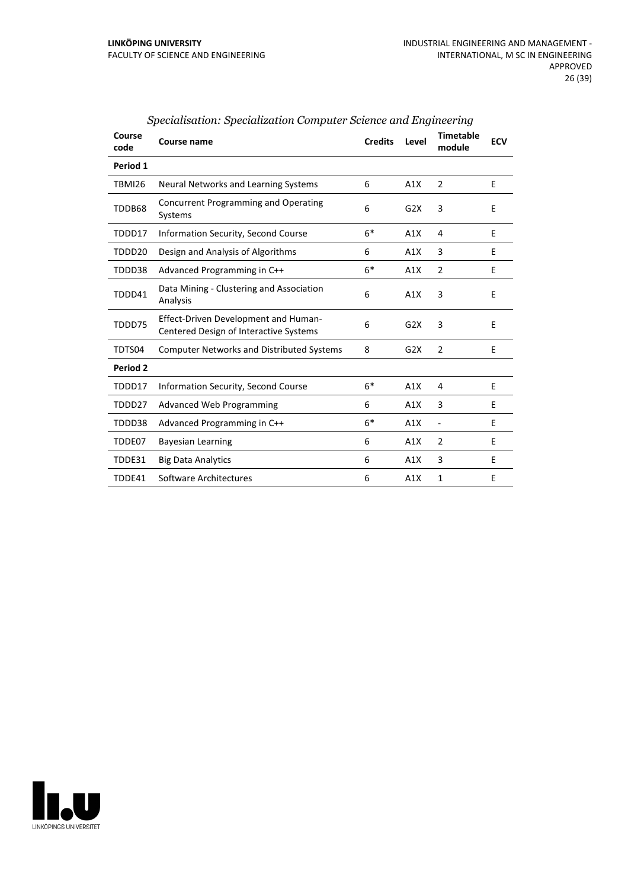### *Specialisation: Specialization Computer Science and Engineering*

| Course code | Course name | Credits | Level | Timetable module | ECV |
|---|---|---|---|---|---|
| **Period 1** | | | | | |
| TBMI26 | Neural Networks and Learning Systems | 6 | A1X | 2 | E |
| TDDB68 | Concurrent Programming and Operating Systems | 6 | G2X | 3 | E |
| TDDD17 | Information Security, Second Course | 6* | A1X | 4 | E |
| TDDD20 | Design and Analysis of Algorithms | 6 | A1X | 3 | E |
| TDDD38 | Advanced Programming in C++ | 6* | A1X | 2 | E |
| TDDD41 | Data Mining - Clustering and Association Analysis | 6 | A1X | 3 | E |
| TDDD75 | Effect-Driven Development and Human-Centered Design of Interactive Systems | 6 | G2X | 3 | E |
| TDTS04 | Computer Networks and Distributed Systems | 8 | G2X | 2 | E |
| **Period 2** | | | | | |
| TDDD17 | Information Security, Second Course | 6* | A1X | 4 | E |
| TDDD27 | Advanced Web Programming | 6 | A1X | 3 | E |
| TDDD38 | Advanced Programming in C++ | 6* | A1X | - | E |
| TDDE07 | Bayesian Learning | 6 | A1X | 2 | E |
| TDDE31 | Big Data Analytics | 6 | A1X | 3 | E |
| TDDE41 | Software Architectures | 6 | A1X | 1 | E |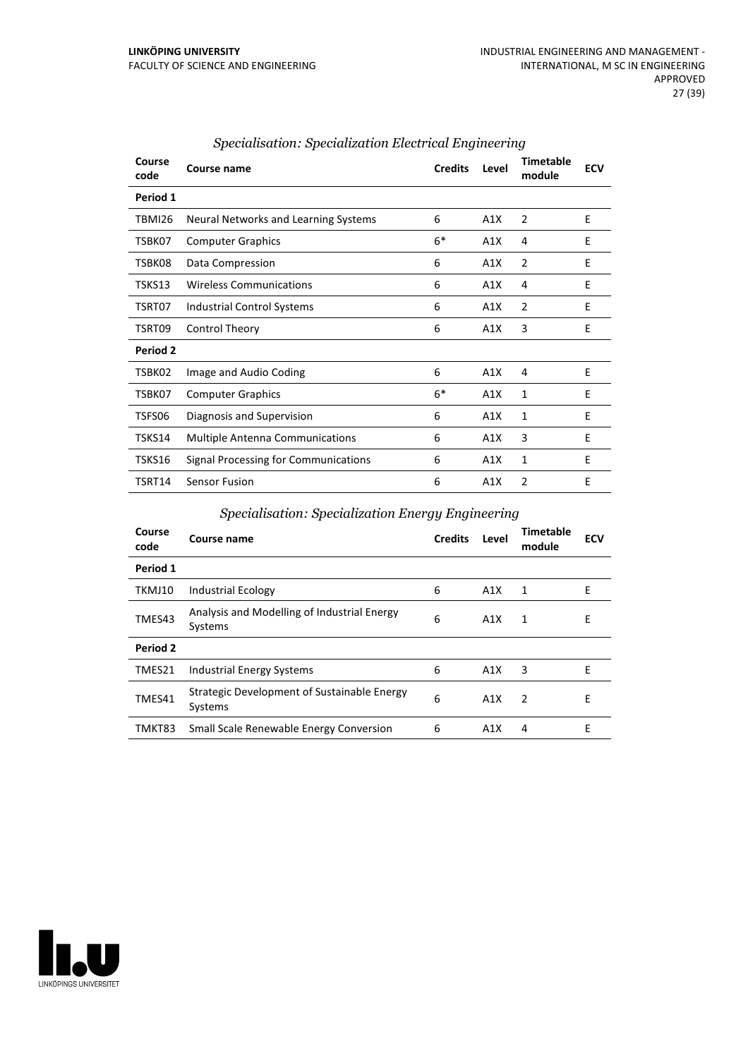### *Specialisation: Specialization Electrical Engineering*

| Course code | Course name | Credits | Level | Timetable module | ECV |
|---|---|---|---|---|---|
| **Period 1** | | | | | |
| TBMI26 | Neural Networks and Learning Systems | 6 | A1X | 2 | E |
| TSBK07 | Computer Graphics | 6* | A1X | 4 | E |
| TSBK08 | Data Compression | 6 | A1X | 2 | E |
| TSKS13 | Wireless Communications | 6 | A1X | 4 | E |
| TSRT07 | Industrial Control Systems | 6 | A1X | 2 | E |
| TSRT09 | Control Theory | 6 | A1X | 3 | E |
| **Period 2** | | | | | |
| TSBK02 | Image and Audio Coding | 6 | A1X | 4 | E |
| TSBK07 | Computer Graphics | 6* | A1X | 1 | E |
| TSFS06 | Diagnosis and Supervision | 6 | A1X | 1 | E |
| TSKS14 | Multiple Antenna Communications | 6 | A1X | 3 | E |
| TSKS16 | Signal Processing for Communications | 6 | A1X | 1 | E |
| TSRT14 | Sensor Fusion | 6 | A1X | 2 | E |

### *Specialisation: Specialization Energy Engineering*

| Course code | Course name | Credits | Level | Timetable module | ECV |
|---|---|---|---|---|---|
| **Period 1** | | | | | |
| TKMJ10 | Industrial Ecology | 6 | A1X | 1 | E |
| TMES43 | Analysis and Modelling of Industrial Energy Systems | 6 | A1X | 1 | E |
| **Period 2** | | | | | |
| TMES21 | Industrial Energy Systems | 6 | A1X | 3 | E |
| TMES41 | Strategic Development of Sustainable Energy Systems | 6 | A1X | 2 | E |
| TMKT83 | Small Scale Renewable Energy Conversion | 6 | A1X | 4 | E |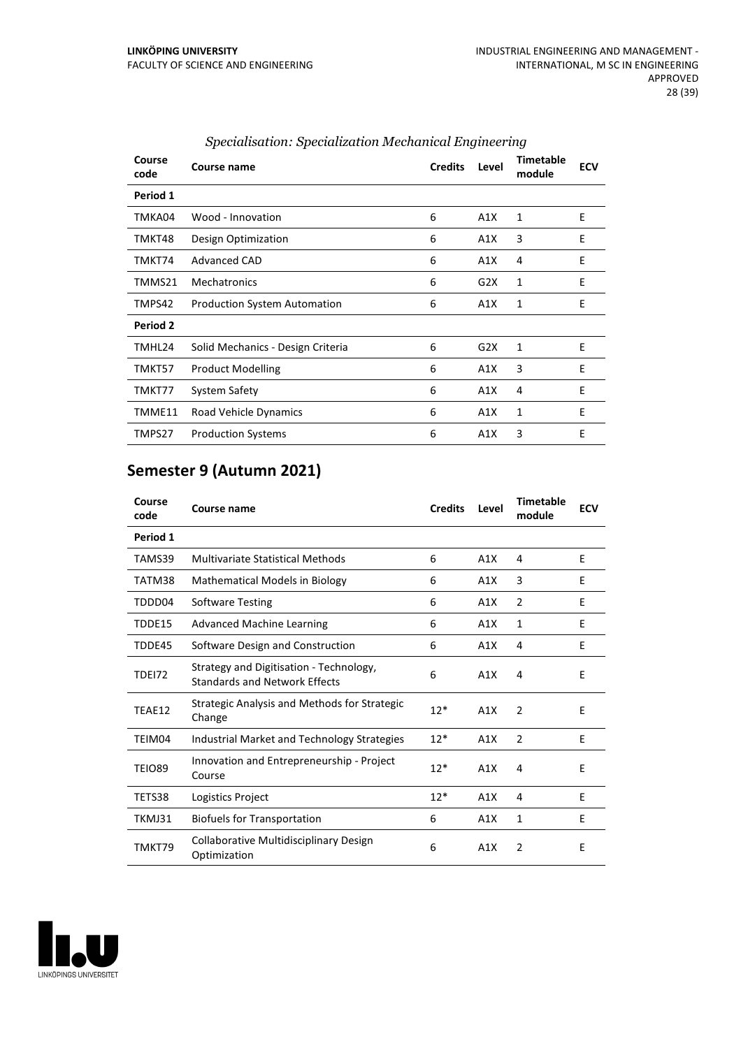*Specialisation: Specialization Mechanical Engineering*

| Course code | Course name | Credits | Level | Timetable module | ECV |
|---|---|---|---|---|---|
| **Period 1** | | | | | |
| TMKA04 | Wood - Innovation | 6 | A1X | 1 | E |
| TMKT48 | Design Optimization | 6 | A1X | 3 | E |
| TMKT74 | Advanced CAD | 6 | A1X | 4 | E |
| TMMS21 | Mechatronics | 6 | G2X | 1 | E |
| TMPS42 | Production System Automation | 6 | A1X | 1 | E |
| **Period 2** | | | | | |
| TMHL24 | Solid Mechanics - Design Criteria | 6 | G2X | 1 | E |
| TMKT57 | Product Modelling | 6 | A1X | 3 | E |
| TMKT77 | System Safety | 6 | A1X | 4 | E |
| TMME11 | Road Vehicle Dynamics | 6 | A1X | 1 | E |
| TMPS27 | Production Systems | 6 | A1X | 3 | E |

## Semester 9 (Autumn 2021)

| Course code | Course name | Credits | Level | Timetable module | ECV |
|---|---|---|---|---|---|
| **Period 1** | | | | | |
| TAMS39 | Multivariate Statistical Methods | 6 | A1X | 4 | E |
| TATM38 | Mathematical Models in Biology | 6 | A1X | 3 | E |
| TDDD04 | Software Testing | 6 | A1X | 2 | E |
| TDDE15 | Advanced Machine Learning | 6 | A1X | 1 | E |
| TDDE45 | Software Design and Construction | 6 | A1X | 4 | E |
| TDEI72 | Strategy and Digitisation - Technology, Standards and Network Effects | 6 | A1X | 4 | E |
| TEAE12 | Strategic Analysis and Methods for Strategic Change | 12* | A1X | 2 | E |
| TEIM04 | Industrial Market and Technology Strategies | 12* | A1X | 2 | E |
| TEIO89 | Innovation and Entrepreneurship - Project Course | 12* | A1X | 4 | E |
| TETS38 | Logistics Project | 12* | A1X | 4 | E |
| TKMJ31 | Biofuels for Transportation | 6 | A1X | 1 | E |
| TMKT79 | Collaborative Multidisciplinary Design Optimization | 6 | A1X | 2 | E |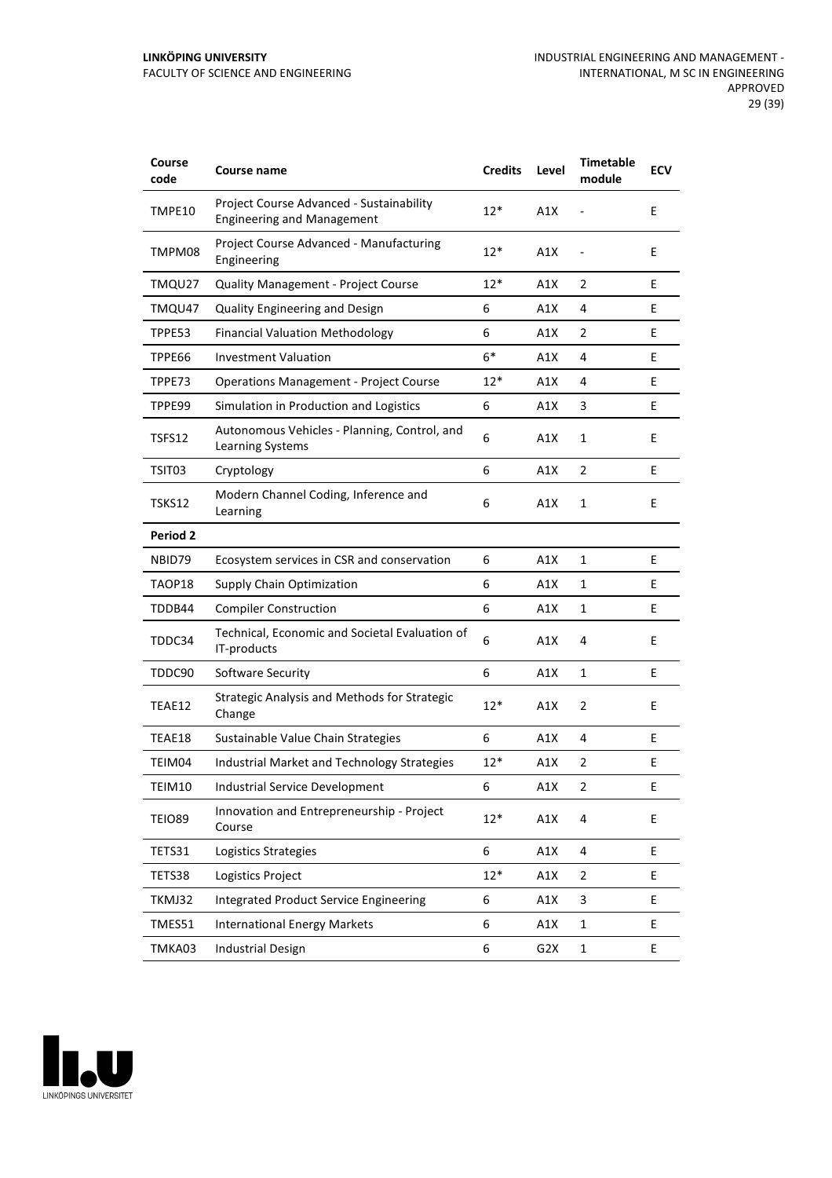| Course code | Course name | Credits | Level | Timetable module | ECV |
|---|---|---|---|---|---|
| TMPE10 | Project Course Advanced - Sustainability Engineering and Management | 12* | A1X | - | E |
| TMPM08 | Project Course Advanced - Manufacturing Engineering | 12* | A1X | - | E |
| TMQU27 | Quality Management - Project Course | 12* | A1X | 2 | E |
| TMQU47 | Quality Engineering and Design | 6 | A1X | 4 | E |
| TPPE53 | Financial Valuation Methodology | 6 | A1X | 2 | E |
| TPPE66 | Investment Valuation | 6* | A1X | 4 | E |
| TPPE73 | Operations Management - Project Course | 12* | A1X | 4 | E |
| TPPE99 | Simulation in Production and Logistics | 6 | A1X | 3 | E |
| TSFS12 | Autonomous Vehicles - Planning, Control, and Learning Systems | 6 | A1X | 1 | E |
| TSIT03 | Cryptology | 6 | A1X | 2 | E |
| TSKS12 | Modern Channel Coding, Inference and Learning | 6 | A1X | 1 | E |
| **Period 2** | | | | | |
| NBID79 | Ecosystem services in CSR and conservation | 6 | A1X | 1 | E |
| TAOP18 | Supply Chain Optimization | 6 | A1X | 1 | E |
| TDDB44 | Compiler Construction | 6 | A1X | 1 | E |
| TDDC34 | Technical, Economic and Societal Evaluation of IT-products | 6 | A1X | 4 | E |
| TDDC90 | Software Security | 6 | A1X | 1 | E |
| TEAE12 | Strategic Analysis and Methods for Strategic Change | 12* | A1X | 2 | E |
| TEAE18 | Sustainable Value Chain Strategies | 6 | A1X | 4 | E |
| TEIM04 | Industrial Market and Technology Strategies | 12* | A1X | 2 | E |
| TEIM10 | Industrial Service Development | 6 | A1X | 2 | E |
| TEIO89 | Innovation and Entrepreneurship - Project Course | 12* | A1X | 4 | E |
| TETS31 | Logistics Strategies | 6 | A1X | 4 | E |
| TETS38 | Logistics Project | 12* | A1X | 2 | E |
| TKMJ32 | Integrated Product Service Engineering | 6 | A1X | 3 | E |
| TMES51 | International Energy Markets | 6 | A1X | 1 | E |
| TMKA03 | Industrial Design | 6 | G2X | 1 | E |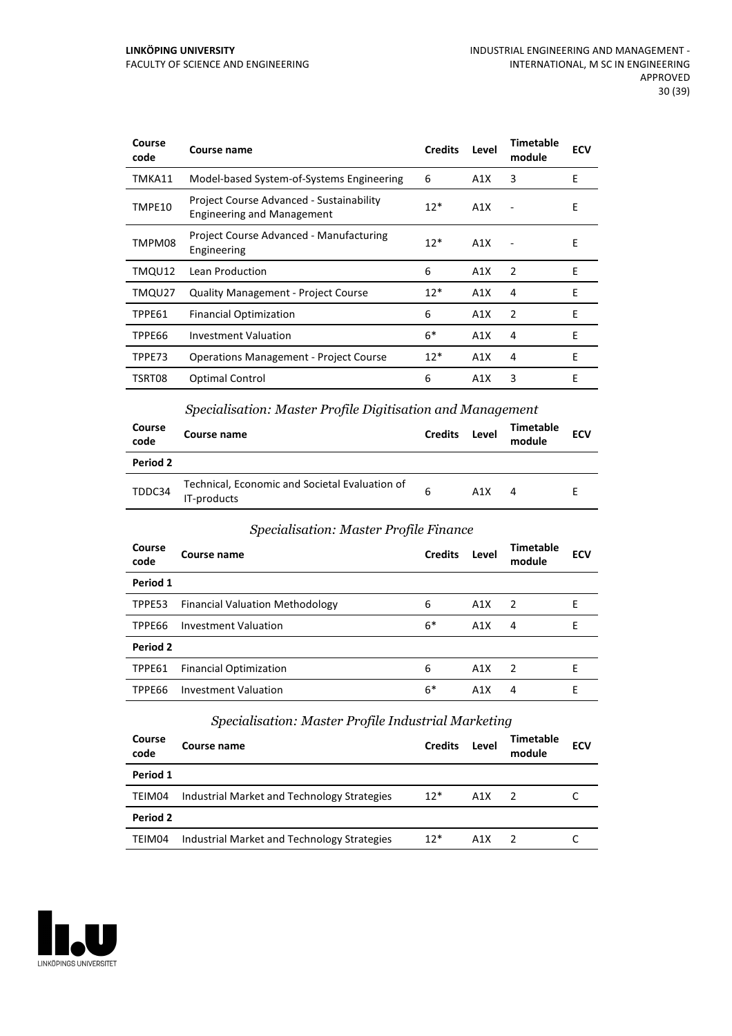| Course code | Course name | Credits | Level | Timetable module | ECV |
|---|---|---|---|---|---|
| TMKA11 | Model-based System-of-Systems Engineering | 6 | A1X | 3 | E |
| TMPE10 | Project Course Advanced - Sustainability Engineering and Management | 12* | A1X | - | E |
| TMPM08 | Project Course Advanced - Manufacturing Engineering | 12* | A1X | - | E |
| TMQU12 | Lean Production | 6 | A1X | 2 | E |
| TMQU27 | Quality Management - Project Course | 12* | A1X | 4 | E |
| TPPE61 | Financial Optimization | 6 | A1X | 2 | E |
| TPPE66 | Investment Valuation | 6* | A1X | 4 | E |
| TPPE73 | Operations Management - Project Course | 12* | A1X | 4 | E |
| TSRT08 | Optimal Control | 6 | A1X | 3 | E |

### *Specialisation: Master Profile Digitisation and Management*

| Course code | Course name | Credits | Level | Timetable module | ECV |
|---|---|---|---|---|---|
| **Period 2** | | | | | |
| TDDC34 | Technical, Economic and Societal Evaluation of IT-products | 6 | A1X | 4 | E |

### *Specialisation: Master Profile Finance*

| Course code | Course name | Credits | Level | Timetable module | ECV |
|---|---|---|---|---|---|
| **Period 1** | | | | | |
| TPPE53 | Financial Valuation Methodology | 6 | A1X | 2 | E |
| TPPE66 | Investment Valuation | 6* | A1X | 4 | E |
| **Period 2** | | | | | |
| TPPE61 | Financial Optimization | 6 | A1X | 2 | E |
| TPPE66 | Investment Valuation | 6* | A1X | 4 | E |

### *Specialisation: Master Profile Industrial Marketing*

| Course code | Course name | Credits | Level | Timetable module | ECV |
|---|---|---|---|---|---|
| **Period 1** | | | | | |
| TEIM04 | Industrial Market and Technology Strategies | 12* | A1X | 2 | C |
| **Period 2** | | | | | |
| TEIM04 | Industrial Market and Technology Strategies | 12* | A1X | 2 | C |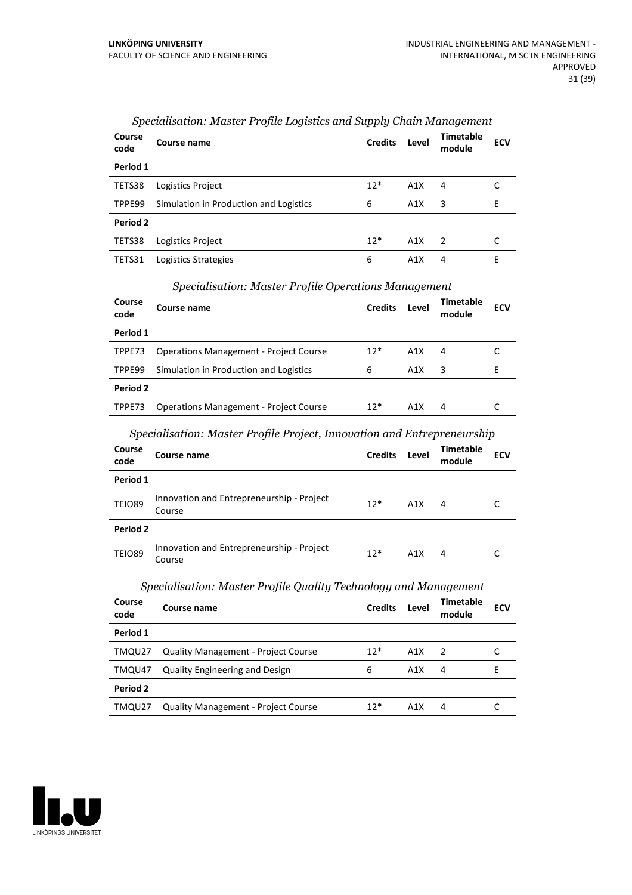*Specialisation: Master Profile Logistics and Supply Chain Management*

| Course code | Course name | Credits | Level | Timetable module | ECV |
|---|---|---|---|---|---|
| **Period 1** | | | | | |
| TETS38 | Logistics Project | 12* | A1X | 4 | C |
| TPPE99 | Simulation in Production and Logistics | 6 | A1X | 3 | E |
| **Period 2** | | | | | |
| TETS38 | Logistics Project | 12* | A1X | 2 | C |
| TETS31 | Logistics Strategies | 6 | A1X | 4 | E |

*Specialisation: Master Profile Operations Management*

| Course code | Course name | Credits | Level | Timetable module | ECV |
|---|---|---|---|---|---|
| **Period 1** | | | | | |
| TPPE73 | Operations Management - Project Course | 12* | A1X | 4 | C |
| TPPE99 | Simulation in Production and Logistics | 6 | A1X | 3 | E |
| **Period 2** | | | | | |
| TPPE73 | Operations Management - Project Course | 12* | A1X | 4 | C |

*Specialisation: Master Profile Project, Innovation and Entrepreneurship*

| Course code | Course name | Credits | Level | Timetable module | ECV |
|---|---|---|---|---|---|
| **Period 1** | | | | | |
| TEIO89 | Innovation and Entrepreneurship - Project Course | 12* | A1X | 4 | C |
| **Period 2** | | | | | |
| TEIO89 | Innovation and Entrepreneurship - Project Course | 12* | A1X | 4 | C |

*Specialisation: Master Profile Quality Technology and Management*

| Course code | Course name | Credits | Level | Timetable module | ECV |
|---|---|---|---|---|---|
| **Period 1** | | | | | |
| TMQU27 | Quality Management - Project Course | 12* | A1X | 2 | C |
| TMQU47 | Quality Engineering and Design | 6 | A1X | 4 | E |
| **Period 2** | | | | | |
| TMQU27 | Quality Management - Project Course | 12* | A1X | 4 | C |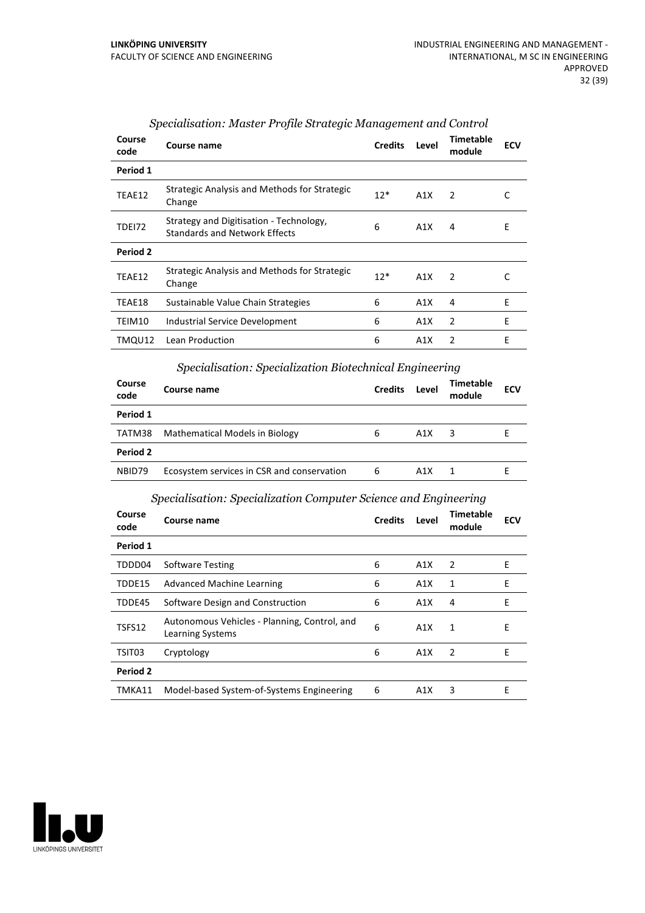### *Specialisation: Master Profile Strategic Management and Control*

| Course code | Course name | Credits | Level | Timetable module | ECV |
|---|---|---|---|---|---|
| **Period 1** | | | | | |
| TEAE12 | Strategic Analysis and Methods for Strategic Change | 12* | A1X | 2 | C |
| TDEI72 | Strategy and Digitisation - Technology, Standards and Network Effects | 6 | A1X | 4 | E |
| **Period 2** | | | | | |
| TEAE12 | Strategic Analysis and Methods for Strategic Change | 12* | A1X | 2 | C |
| TEAE18 | Sustainable Value Chain Strategies | 6 | A1X | 4 | E |
| TEIM10 | Industrial Service Development | 6 | A1X | 2 | E |
| TMQU12 | Lean Production | 6 | A1X | 2 | E |

### *Specialisation: Specialization Biotechnical Engineering*

| Course code | Course name | Credits | Level | Timetable module | ECV |
|---|---|---|---|---|---|
| **Period 1** | | | | | |
| TATM38 | Mathematical Models in Biology | 6 | A1X | 3 | E |
| **Period 2** | | | | | |
| NBID79 | Ecosystem services in CSR and conservation | 6 | A1X | 1 | E |

### *Specialisation: Specialization Computer Science and Engineering*

| Course code | Course name | Credits | Level | Timetable module | ECV |
|---|---|---|---|---|---|
| **Period 1** | | | | | |
| TDDD04 | Software Testing | 6 | A1X | 2 | E |
| TDDE15 | Advanced Machine Learning | 6 | A1X | 1 | E |
| TDDE45 | Software Design and Construction | 6 | A1X | 4 | E |
| TSFS12 | Autonomous Vehicles - Planning, Control, and Learning Systems | 6 | A1X | 1 | E |
| TSIT03 | Cryptology | 6 | A1X | 2 | E |
| **Period 2** | | | | | |
| TMKA11 | Model-based System-of-Systems Engineering | 6 | A1X | 3 | E |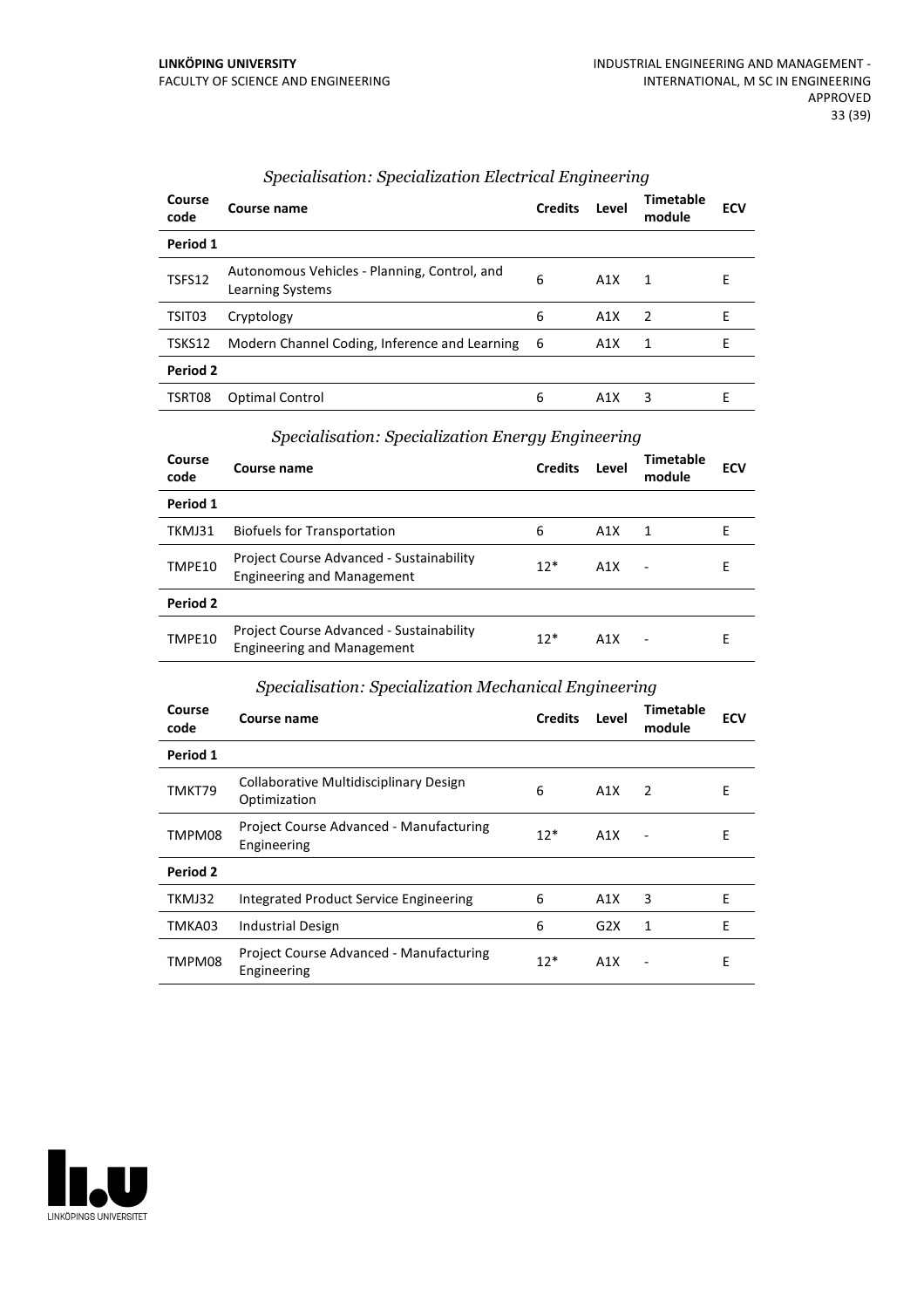### *Specialisation: Specialization Electrical Engineering*

| Course code | Course name | Credits | Level | Timetable module | ECV |
|---|---|---|---|---|---|
| **Period 1** | | | | | |
| TSFS12 | Autonomous Vehicles - Planning, Control, and Learning Systems | 6 | A1X | 1 | E |
| TSIT03 | Cryptology | 6 | A1X | 2 | E |
| TSKS12 | Modern Channel Coding, Inference and Learning | 6 | A1X | 1 | E |
| **Period 2** | | | | | |
| TSRT08 | Optimal Control | 6 | A1X | 3 | E |

### *Specialisation: Specialization Energy Engineering*

| Course code | Course name | Credits | Level | Timetable module | ECV |
|---|---|---|---|---|---|
| **Period 1** | | | | | |
| TKMJ31 | Biofuels for Transportation | 6 | A1X | 1 | E |
| TMPE10 | Project Course Advanced - Sustainability Engineering and Management | 12* | A1X | - | E |
| **Period 2** | | | | | |
| TMPE10 | Project Course Advanced - Sustainability Engineering and Management | 12* | A1X | - | E |

### *Specialisation: Specialization Mechanical Engineering*

| Course code | Course name | Credits | Level | Timetable module | ECV |
|---|---|---|---|---|---|
| **Period 1** | | | | | |
| TMKT79 | Collaborative Multidisciplinary Design Optimization | 6 | A1X | 2 | E |
| TMPM08 | Project Course Advanced - Manufacturing Engineering | 12* | A1X | - | E |
| **Period 2** | | | | | |
| TKMJ32 | Integrated Product Service Engineering | 6 | A1X | 3 | E |
| TMKA03 | Industrial Design | 6 | G2X | 1 | E |
| TMPM08 | Project Course Advanced - Manufacturing Engineering | 12* | A1X | - | E |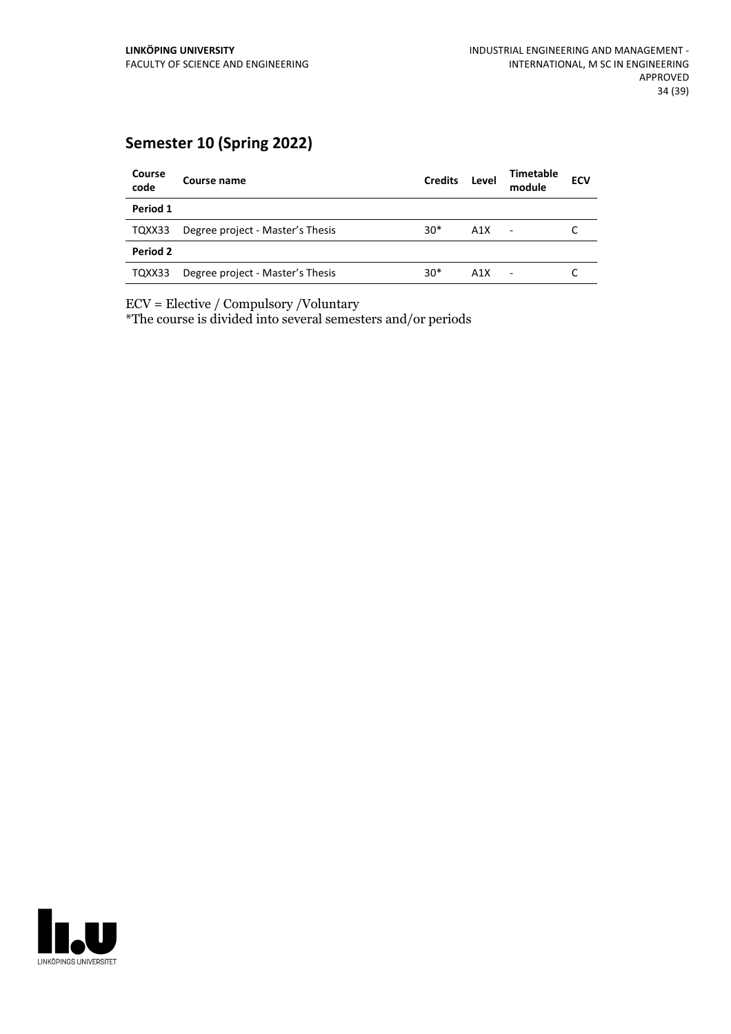## Semester 10 (Spring 2022)

| Course code | Course name | Credits | Level | Timetable module | ECV |
|---|---|---|---|---|---|
| **Period 1** | | | | | |
| TQXX33 | Degree project - Master's Thesis | 30* | A1X | - | C |
| **Period 2** | | | | | |
| TQXX33 | Degree project - Master's Thesis | 30* | A1X | - | C |

ECV = Elective / Compulsory /Voluntary

*The course is divided into several semesters and/or periods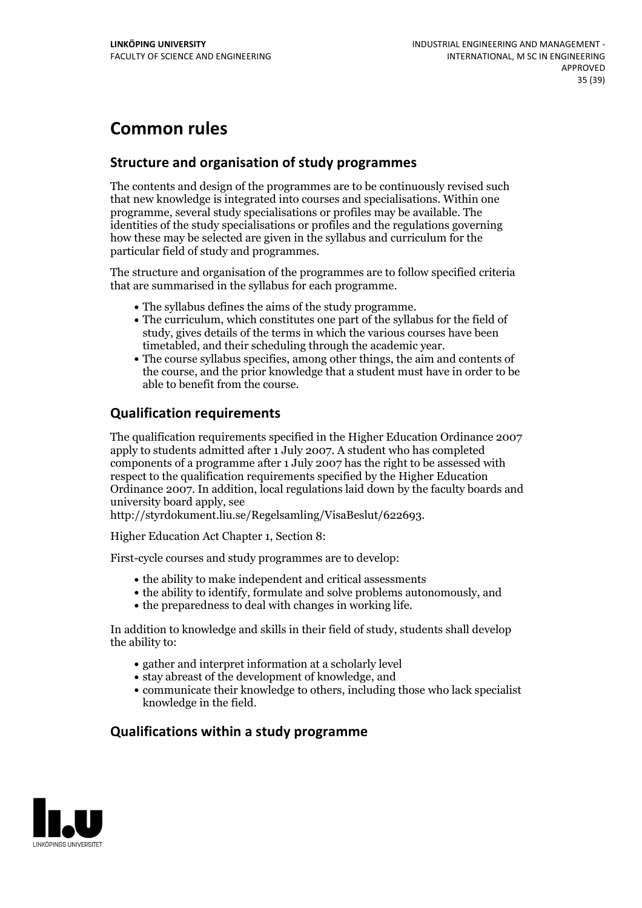# Common rules

## Structure and organisation of study programmes

The contents and design of the programmes are to be continuously revised such that new knowledge is integrated into courses and specialisations. Within one programme, several study specialisations or profiles may be available. The identities of the study specialisations or profiles and the regulations governing how these may be selected are given in the syllabus and curriculum for the particular field of study and programmes.

The structure and organisation of the programmes are to follow specified criteria that are summarised in the syllabus for each programme.

- The syllabus defines the aims of the study programme.
- The curriculum, which constitutes one part of the syllabus for the field of study, gives details of the terms in which the various courses have been timetabled, and their scheduling through the academic year.
- The course syllabus specifies, among other things, the aim and contents of the course, and the prior knowledge that a student must have in order to be able to benefit from the course.

## Qualification requirements

The qualification requirements specified in the Higher Education Ordinance 2007 apply to students admitted after 1 July 2007. A student who has completed components of a programme after 1 July 2007 has the right to be assessed with respect to the qualification requirements specified by the Higher Education Ordinance 2007. In addition, local regulations laid down by the faculty boards and university board apply, see http://styrdokument.liu.se/Regelsamling/VisaBeslut/622693.

Higher Education Act Chapter 1, Section 8:

First-cycle courses and study programmes are to develop:

- the ability to make independent and critical assessments
- the ability to identify, formulate and solve problems autonomously, and
- the preparedness to deal with changes in working life.

In addition to knowledge and skills in their field of study, students shall develop the ability to:

- gather and interpret information at a scholarly level
- stay abreast of the development of knowledge, and
- communicate their knowledge to others, including those who lack specialist knowledge in the field.

## Qualifications within a study programme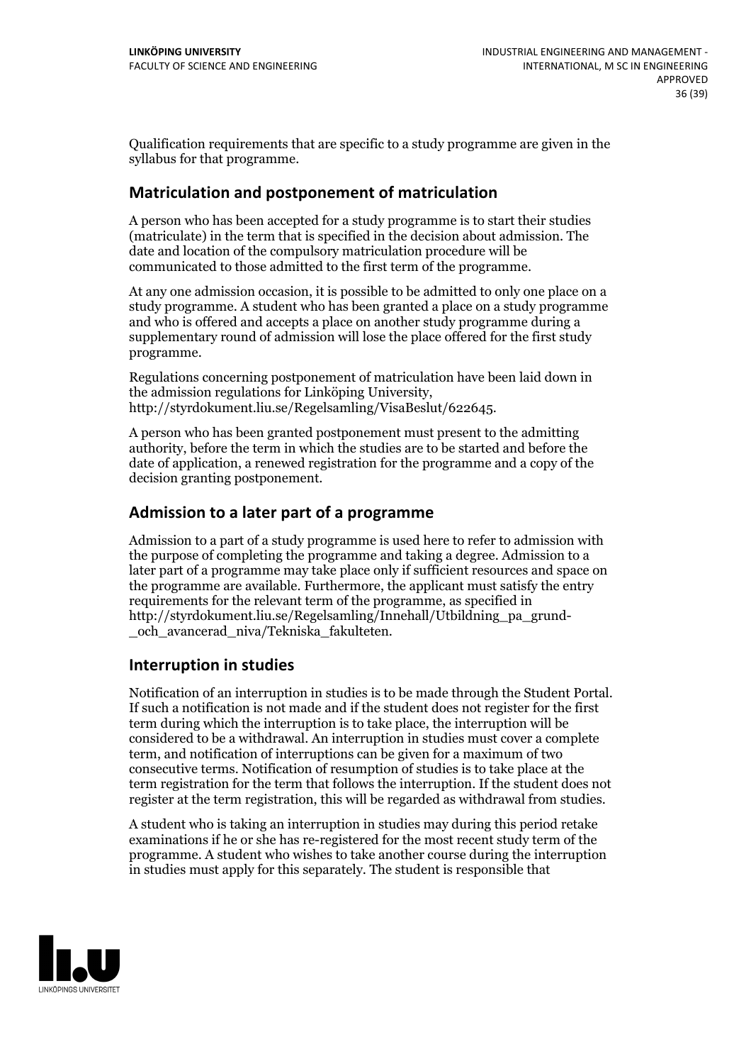Qualification requirements that are specific to a study programme are given in the syllabus for that programme.

## Matriculation and postponement of matriculation

A person who has been accepted for a study programme is to start their studies (matriculate) in the term that is specified in the decision about admission. The date and location of the compulsory matriculation procedure will be communicated to those admitted to the first term of the programme.

At any one admission occasion, it is possible to be admitted to only one place on a study programme. A student who has been granted a place on a study programme and who is offered and accepts a place on another study programme during a supplementary round of admission will lose the place offered for the first study programme.

Regulations concerning postponement of matriculation have been laid down in the admission regulations for Linköping University, http://styrdokument.liu.se/Regelsamling/VisaBeslut/622645.

A person who has been granted postponement must present to the admitting authority, before the term in which the studies are to be started and before the date of application, a renewed registration for the programme and a copy of the decision granting postponement.

## Admission to a later part of a programme

Admission to a part of a study programme is used here to refer to admission with the purpose of completing the programme and taking a degree. Admission to a later part of a programme may take place only if sufficient resources and space on the programme are available. Furthermore, the applicant must satisfy the entry requirements for the relevant term of the programme, as specified in http://styrdokument.liu.se/Regelsamling/Innehall/Utbildning_pa_grund-_och_avancerad_niva/Tekniska_fakulteten.

## Interruption in studies

Notification of an interruption in studies is to be made through the Student Portal. If such a notification is not made and if the student does not register for the first term during which the interruption is to take place, the interruption will be considered to be a withdrawal. An interruption in studies must cover a complete term, and notification of interruptions can be given for a maximum of two consecutive terms. Notification of resumption of studies is to take place at the term registration for the term that follows the interruption. If the student does not register at the term registration, this will be regarded as withdrawal from studies.

A student who is taking an interruption in studies may during this period retake examinations if he or she has re-registered for the most recent study term of the programme. A student who wishes to take another course during the interruption in studies must apply for this separately. The student is responsible that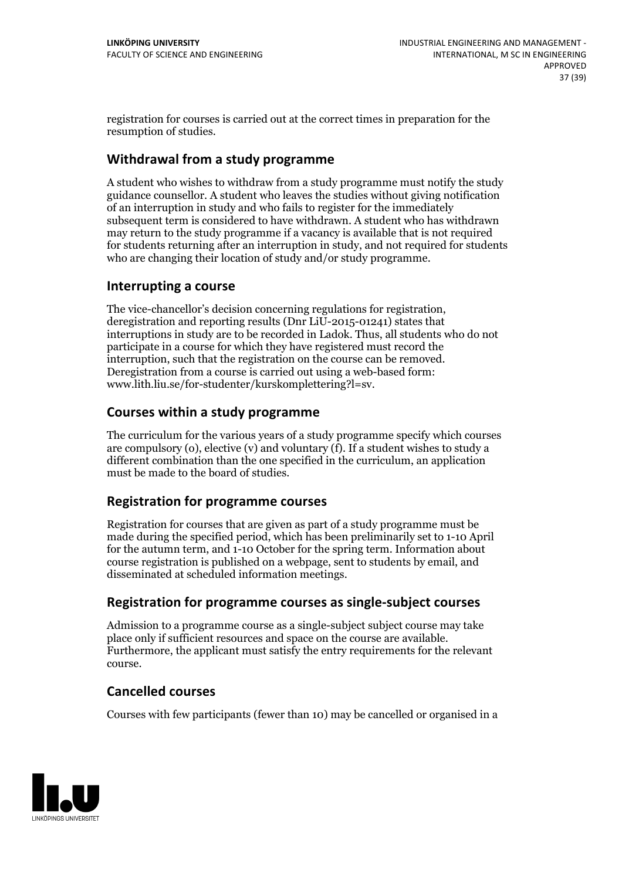registration for courses is carried out at the correct times in preparation for the resumption of studies.

## Withdrawal from a study programme

A student who wishes to withdraw from a study programme must notify the study guidance counsellor. A student who leaves the studies without giving notification of an interruption in study and who fails to register for the immediately subsequent term is considered to have withdrawn. A student who has withdrawn may return to the study programme if a vacancy is available that is not required for students returning after an interruption in study, and not required for students who are changing their location of study and/or study programme.

## Interrupting a course

The vice-chancellor's decision concerning regulations for registration, deregistration and reporting results (Dnr LiU-2015-01241) states that interruptions in study are to be recorded in Ladok. Thus, all students who do not participate in a course for which they have registered must record the interruption, such that the registration on the course can be removed. Deregistration from a course is carried out using a web-based form: www.lith.liu.se/for-studenter/kurskomplettering?l=sv.

## Courses within a study programme

The curriculum for the various years of a study programme specify which courses are compulsory (o), elective (v) and voluntary (f). If a student wishes to study a different combination than the one specified in the curriculum, an application must be made to the board of studies.

## Registration for programme courses

Registration for courses that are given as part of a study programme must be made during the specified period, which has been preliminarily set to 1-10 April for the autumn term, and 1-10 October for the spring term. Information about course registration is published on a webpage, sent to students by email, and disseminated at scheduled information meetings.

## Registration for programme courses as single-subject courses

Admission to a programme course as a single-subject subject course may take place only if sufficient resources and space on the course are available. Furthermore, the applicant must satisfy the entry requirements for the relevant course.

## Cancelled courses

Courses with few participants (fewer than 10) may be cancelled or organised in a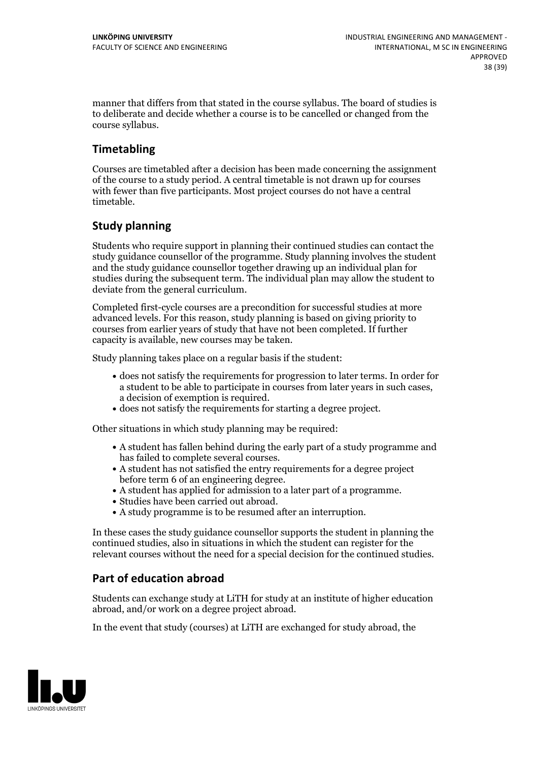manner that differs from that stated in the course syllabus. The board of studies is to deliberate and decide whether a course is to be cancelled or changed from the course syllabus.

## Timetabling

Courses are timetabled after a decision has been made concerning the assignment of the course to a study period. A central timetable is not drawn up for courses with fewer than five participants. Most project courses do not have a central timetable.

## Study planning

Students who require support in planning their continued studies can contact the study guidance counsellor of the programme. Study planning involves the student and the study guidance counsellor together drawing up an individual plan for studies during the subsequent term. The individual plan may allow the student to deviate from the general curriculum.

Completed first-cycle courses are a precondition for successful studies at more advanced levels. For this reason, study planning is based on giving priority to courses from earlier years of study that have not been completed. If further capacity is available, new courses may be taken.

Study planning takes place on a regular basis if the student:

- does not satisfy the requirements for progression to later terms. In order for a student to be able to participate in courses from later years in such cases, a decision of exemption is required.
- does not satisfy the requirements for starting a degree project.

Other situations in which study planning may be required:

- A student has fallen behind during the early part of a study programme and has failed to complete several courses.
- A student has not satisfied the entry requirements for a degree project before term 6 of an engineering degree.
- A student has applied for admission to a later part of a programme.
- Studies have been carried out abroad.
- A study programme is to be resumed after an interruption.

In these cases the study guidance counsellor supports the student in planning the continued studies, also in situations in which the student can register for the relevant courses without the need for a special decision for the continued studies.

## Part of education abroad

Students can exchange study at LiTH for study at an institute of higher education abroad, and/or work on a degree project abroad.

In the event that study (courses) at LiTH are exchanged for study abroad, the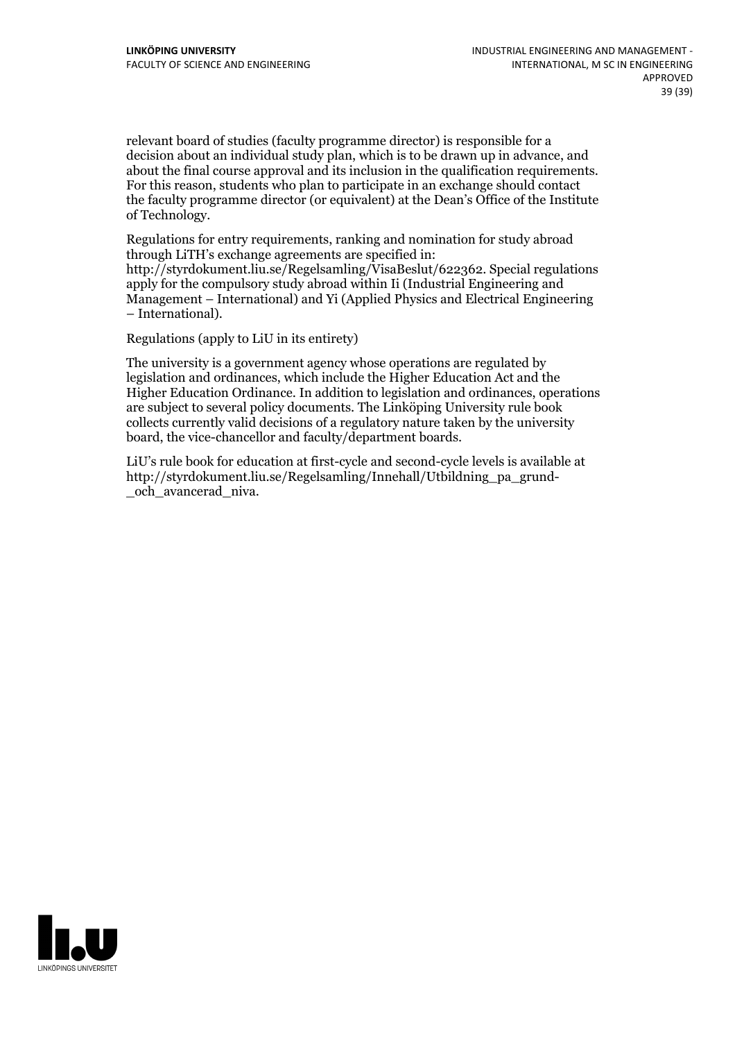relevant board of studies (faculty programme director) is responsible for a decision about an individual study plan, which is to be drawn up in advance, and about the final course approval and its inclusion in the qualification requirements. For this reason, students who plan to participate in an exchange should contact the faculty programme director (or equivalent) at the Dean's Office of the Institute of Technology.

Regulations for entry requirements, ranking and nomination for study abroad through LiTH's exchange agreements are specified in: http://styrdokument.liu.se/Regelsamling/VisaBeslut/622362. Special regulations apply for the compulsory study abroad within Ii (Industrial Engineering and Management – International) and Yi (Applied Physics and Electrical Engineering – International).

Regulations (apply to LiU in its entirety)

The university is a government agency whose operations are regulated by legislation and ordinances, which include the Higher Education Act and the Higher Education Ordinance. In addition to legislation and ordinances, operations are subject to several policy documents. The Linköping University rule book collects currently valid decisions of a regulatory nature taken by the university board, the vice-chancellor and faculty/department boards.

LiU's rule book for education at first-cycle and second-cycle levels is available at http://styrdokument.liu.se/Regelsamling/Innehall/Utbildning_pa_grund-_och_avancerad_niva.